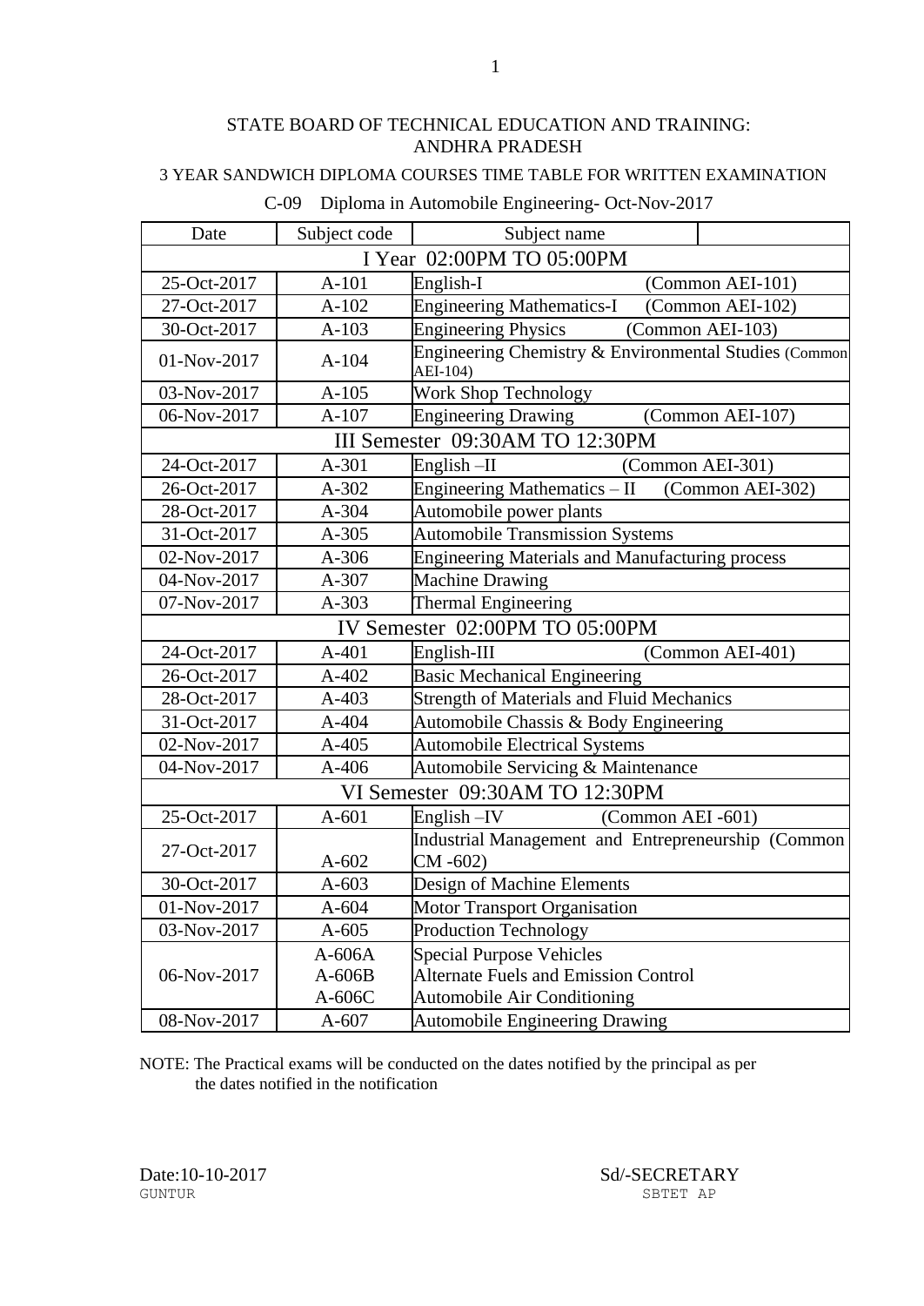STATE BOARD OF TECHNICAL EDUCATION AND TRAINING: ANDHRA PRADESH

3 YEAR SANDWICH DIPLOMA COURSES TIME TABLE FOR WRITTEN EXAMINATION

C-09 Diploma in Automobile Engineering- Oct-Nov-2017

| Date | Subject code | Subject name | |
|---|---|---|---|
| I Year 02:00PM TO 05:00PM | | | |
| 25-Oct-2017 | A-101 | English-I | (Common AEI-101) |
| 27-Oct-2017 | A-102 | Engineering Mathematics-I | (Common AEI-102) |
| 30-Oct-2017 | A-103 | Engineering Physics | (Common AEI-103) |
| 01-Nov-2017 | A-104 | Engineering Chemistry & Environmental Studies (Common AEI-104) | |
| 03-Nov-2017 | A-105 | Work Shop Technology | |
| 06-Nov-2017 | A-107 | Engineering Drawing | (Common AEI-107) |
| III Semester 09:30AM TO 12:30PM | | | |
| 24-Oct-2017 | A-301 | English –II | (Common AEI-301) |
| 26-Oct-2017 | A-302 | Engineering Mathematics – II | (Common AEI-302) |
| 28-Oct-2017 | A-304 | Automobile power plants | |
| 31-Oct-2017 | A-305 | Automobile Transmission Systems | |
| 02-Nov-2017 | A-306 | Engineering Materials and Manufacturing process | |
| 04-Nov-2017 | A-307 | Machine Drawing | |
| 07-Nov-2017 | A-303 | Thermal Engineering | |
| IV Semester 02:00PM TO 05:00PM | | | |
| 24-Oct-2017 | A-401 | English-III | (Common AEI-401) |
| 26-Oct-2017 | A-402 | Basic Mechanical Engineering | |
| 28-Oct-2017 | A-403 | Strength of Materials and Fluid Mechanics | |
| 31-Oct-2017 | A-404 | Automobile Chassis & Body Engineering | |
| 02-Nov-2017 | A-405 | Automobile Electrical Systems | |
| 04-Nov-2017 | A-406 | Automobile Servicing & Maintenance | |
| VI Semester 09:30AM TO 12:30PM | | | |
| 25-Oct-2017 | A-601 | English –IV | (Common AEI -601) |
| 27-Oct-2017 | A-602 | Industrial Management and Entrepreneurship (Common CM -602) | |
| 30-Oct-2017 | A-603 | Design of Machine Elements | |
| 01-Nov-2017 | A-604 | Motor Transport Organisation | |
| 03-Nov-2017 | A-605 | Production Technology | |
| 06-Nov-2017 | A-606A<br>A-606B<br>A-606C | Special Purpose Vehicles<br>Alternate Fuels and Emission Control<br>Automobile Air Conditioning | |
| 08-Nov-2017 | A-607 | Automobile Engineering Drawing | |

NOTE: The Practical exams will be conducted on the dates notified by the principal as per the dates notified in the notification

Date:10-10-2017
GUNTUR

Sd/-SECRETARY
SBTET AP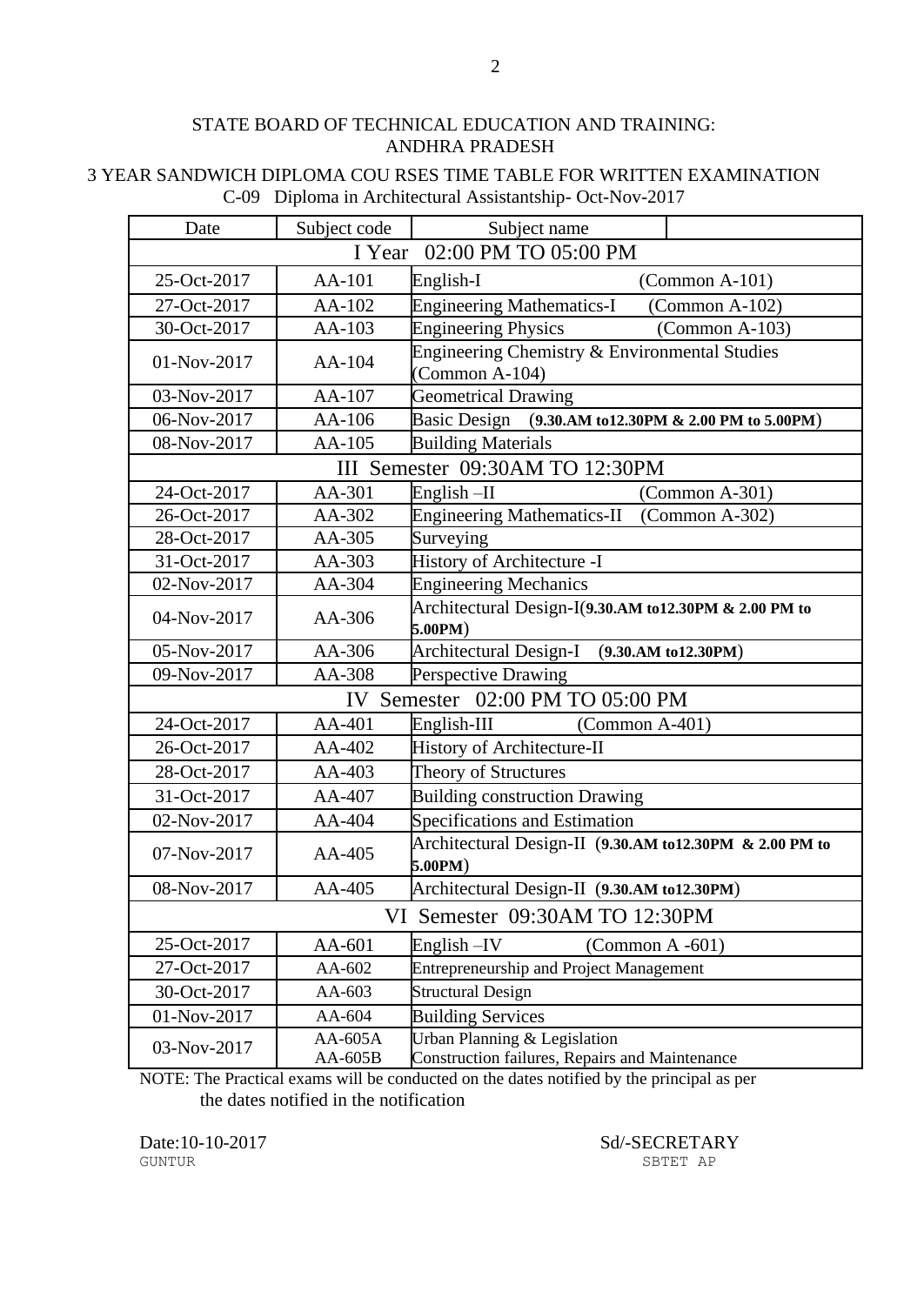STATE BOARD OF TECHNICAL EDUCATION AND TRAINING: ANDHRA PRADESH

3 YEAR SANDWICH DIPLOMA COU RSES TIME TABLE FOR WRITTEN EXAMINATION
C-09 Diploma in Architectural Assistantship- Oct-Nov-2017

| Date | Subject code | Subject name | |
|---|---|---|---|
| I Year 02:00 PM TO 05:00 PM | | | |
| 25-Oct-2017 | AA-101 | English-I | (Common A-101) |
| 27-Oct-2017 | AA-102 | Engineering Mathematics-I | (Common A-102) |
| 30-Oct-2017 | AA-103 | Engineering Physics | (Common A-103) |
| 01-Nov-2017 | AA-104 | Engineering Chemistry & Environmental Studies (Common A-104) | |
| 03-Nov-2017 | AA-107 | Geometrical Drawing | |
| 06-Nov-2017 | AA-106 | Basic Design (**9.30.AM to12.30PM & 2.00 PM to 5.00PM**) | |
| 08-Nov-2017 | AA-105 | Building Materials | |
| III Semester 09:30AM TO 12:30PM | | | |
| 24-Oct-2017 | AA-301 | English –II | (Common A-301) |
| 26-Oct-2017 | AA-302 | Engineering Mathematics-II | (Common A-302) |
| 28-Oct-2017 | AA-305 | Surveying | |
| 31-Oct-2017 | AA-303 | History of Architecture -I | |
| 02-Nov-2017 | AA-304 | Engineering Mechanics | |
| 04-Nov-2017 | AA-306 | Architectural Design-I(**9.30.AM to12.30PM & 2.00 PM to 5.00PM**) | |
| 05-Nov-2017 | AA-306 | Architectural Design-I (**9.30.AM to12.30PM**) | |
| 09-Nov-2017 | AA-308 | Perspective Drawing | |
| IV Semester 02:00 PM TO 05:00 PM | | | |
| 24-Oct-2017 | AA-401 | English-III (Common A-401) | |
| 26-Oct-2017 | AA-402 | History of Architecture-II | |
| 28-Oct-2017 | AA-403 | Theory of Structures | |
| 31-Oct-2017 | AA-407 | Building construction Drawing | |
| 02-Nov-2017 | AA-404 | Specifications and Estimation | |
| 07-Nov-2017 | AA-405 | Architectural Design-II (**9.30.AM to12.30PM & 2.00 PM to 5.00PM**) | |
| 08-Nov-2017 | AA-405 | Architectural Design-II (**9.30.AM to12.30PM**) | |
| VI Semester 09:30AM TO 12:30PM | | | |
| 25-Oct-2017 | AA-601 | English –IV (Common A -601) | |
| 27-Oct-2017 | AA-602 | Entrepreneurship and Project Management | |
| 30-Oct-2017 | AA-603 | Structural Design | |
| 01-Nov-2017 | AA-604 | Building Services | |
| 03-Nov-2017 | AA-605A<br>AA-605B | Urban Planning & Legislation<br>Construction failures, Repairs and Maintenance | |

NOTE: The Practical exams will be conducted on the dates notified by the principal as per the dates notified in the notification

Date:10-10-2017
GUNTUR

Sd/-SECRETARY
SBTET AP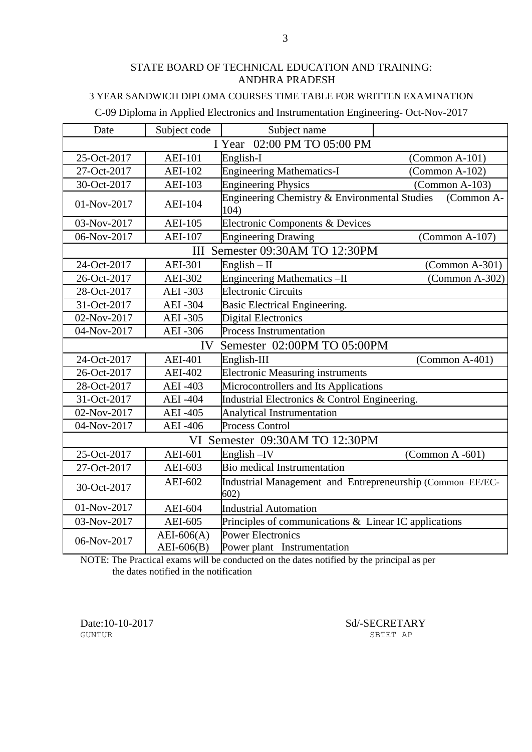STATE BOARD OF TECHNICAL EDUCATION AND TRAINING:
ANDHRA PRADESH

3 YEAR SANDWICH DIPLOMA COURSES TIME TABLE FOR WRITTEN EXAMINATION

C-09 Diploma in Applied Electronics and Instrumentation Engineering- Oct-Nov-2017

| Date | Subject code | Subject name | |
|---|---|---|---|
| I Year 02:00 PM TO 05:00 PM | | | |
| 25-Oct-2017 | AEI-101 | English-I | (Common A-101) |
| 27-Oct-2017 | AEI-102 | Engineering Mathematics-I | (Common A-102) |
| 30-Oct-2017 | AEI-103 | Engineering Physics | (Common A-103) |
| 01-Nov-2017 | AEI-104 | Engineering Chemistry & Environmental Studies | (Common A-104) |
| 03-Nov-2017 | AEI-105 | Electronic Components & Devices | |
| 06-Nov-2017 | AEI-107 | Engineering Drawing | (Common A-107) |
| III Semester 09:30AM TO 12:30PM | | | |
| 24-Oct-2017 | AEI-301 | English – II | (Common A-301) |
| 26-Oct-2017 | AEI-302 | Engineering Mathematics –II | (Common A-302) |
| 28-Oct-2017 | AEI -303 | Electronic Circuits | |
| 31-Oct-2017 | AEI -304 | Basic Electrical Engineering. | |
| 02-Nov-2017 | AEI -305 | Digital Electronics | |
| 04-Nov-2017 | AEI -306 | Process Instrumentation | |
| IV Semester 02:00PM TO 05:00PM | | | |
| 24-Oct-2017 | AEI-401 | English-III | (Common A-401) |
| 26-Oct-2017 | AEI-402 | Electronic Measuring instruments | |
| 28-Oct-2017 | AEI -403 | Microcontrollers and Its Applications | |
| 31-Oct-2017 | AEI -404 | Industrial Electronics & Control Engineering. | |
| 02-Nov-2017 | AEI -405 | Analytical Instrumentation | |
| 04-Nov-2017 | AEI -406 | Process Control | |
| VI Semester 09:30AM TO 12:30PM | | | |
| 25-Oct-2017 | AEI-601 | English –IV | (Common A -601) |
| 27-Oct-2017 | AEI-603 | Bio medical Instrumentation | |
| 30-Oct-2017 | AEI-602 | Industrial Management and Entrepreneurship (Common–EE/EC-602) | |
| 01-Nov-2017 | AEI-604 | Industrial Automation | |
| 03-Nov-2017 | AEI-605 | Principles of communications & Linear IC applications | |
| 06-Nov-2017 | AEI-606(A)<br>AEI-606(B) | Power Electronics<br>Power plant Instrumentation | |

NOTE: The Practical exams will be conducted on the dates notified by the principal as per the dates notified in the notification

Date:10-10-2017
GUNTUR

Sd/-SECRETARY
SBTET AP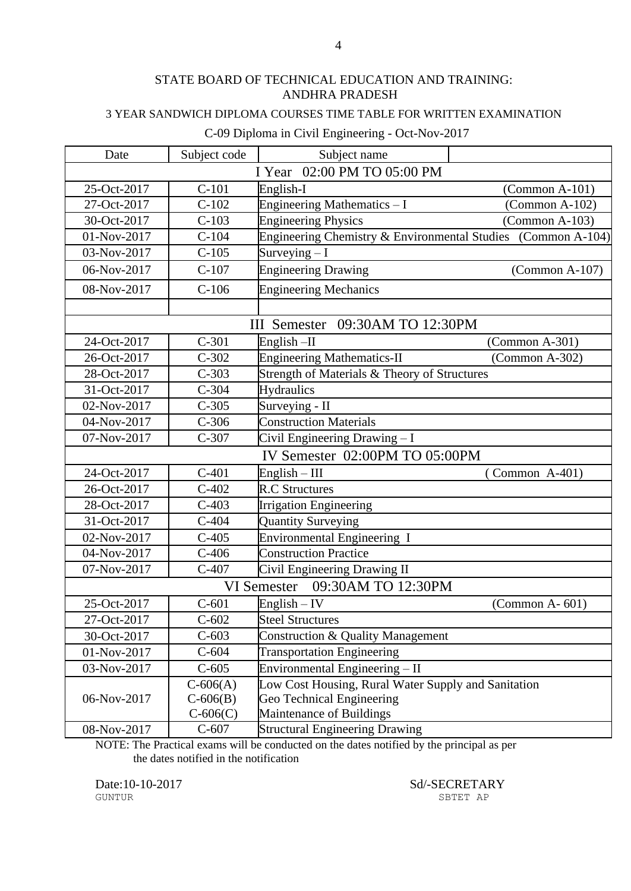STATE BOARD OF TECHNICAL EDUCATION AND TRAINING:
ANDHRA PRADESH

3 YEAR SANDWICH DIPLOMA COURSES TIME TABLE FOR WRITTEN EXAMINATION

C-09 Diploma in Civil Engineering - Oct-Nov-2017

| Date | Subject code | Subject name | |
|---|---|---|---|
| I Year 02:00 PM TO 05:00 PM | | | |
| 25-Oct-2017 | C-101 | English-I | (Common A-101) |
| 27-Oct-2017 | C-102 | Engineering Mathematics – I | (Common A-102) |
| 30-Oct-2017 | C-103 | Engineering Physics | (Common A-103) |
| 01-Nov-2017 | C-104 | Engineering Chemistry & Environmental Studies | (Common A-104) |
| 03-Nov-2017 | C-105 | Surveying – I | |
| 06-Nov-2017 | C-107 | Engineering Drawing | (Common A-107) |
| 08-Nov-2017 | C-106 | Engineering Mechanics | |
| | | | |
| III Semester 09:30AM TO 12:30PM | | | |
| 24-Oct-2017 | C-301 | English –II | (Common A-301) |
| 26-Oct-2017 | C-302 | Engineering Mathematics-II | (Common A-302) |
| 28-Oct-2017 | C-303 | Strength of Materials & Theory of Structures | |
| 31-Oct-2017 | C-304 | Hydraulics | |
| 02-Nov-2017 | C-305 | Surveying - II | |
| 04-Nov-2017 | C-306 | Construction Materials | |
| 07-Nov-2017 | C-307 | Civil Engineering Drawing – I | |
| IV Semester 02:00PM TO 05:00PM | | | |
| 24-Oct-2017 | C-401 | English – III | ( Common A-401) |
| 26-Oct-2017 | C-402 | R.C Structures | |
| 28-Oct-2017 | C-403 | Irrigation Engineering | |
| 31-Oct-2017 | C-404 | Quantity Surveying | |
| 02-Nov-2017 | C-405 | Environmental Engineering I | |
| 04-Nov-2017 | C-406 | Construction Practice | |
| 07-Nov-2017 | C-407 | Civil Engineering Drawing II | |
| VI Semester 09:30AM TO 12:30PM | | | |
| 25-Oct-2017 | C-601 | English – IV | (Common A- 601) |
| 27-Oct-2017 | C-602 | Steel Structures | |
| 30-Oct-2017 | C-603 | Construction & Quality Management | |
| 01-Nov-2017 | C-604 | Transportation Engineering | |
| 03-Nov-2017 | C-605 | Environmental Engineering – II | |
| 06-Nov-2017 | C-606(A)<br>C-606(B)<br>C-606(C) | Low Cost Housing, Rural Water Supply and Sanitation<br>Geo Technical Engineering<br>Maintenance of Buildings | |
| 08-Nov-2017 | C-607 | Structural Engineering Drawing | |

NOTE: The Practical exams will be conducted on the dates notified by the principal as per the dates notified in the notification

Date:10-10-2017
GUNTUR

Sd/-SECRETARY
SBTET AP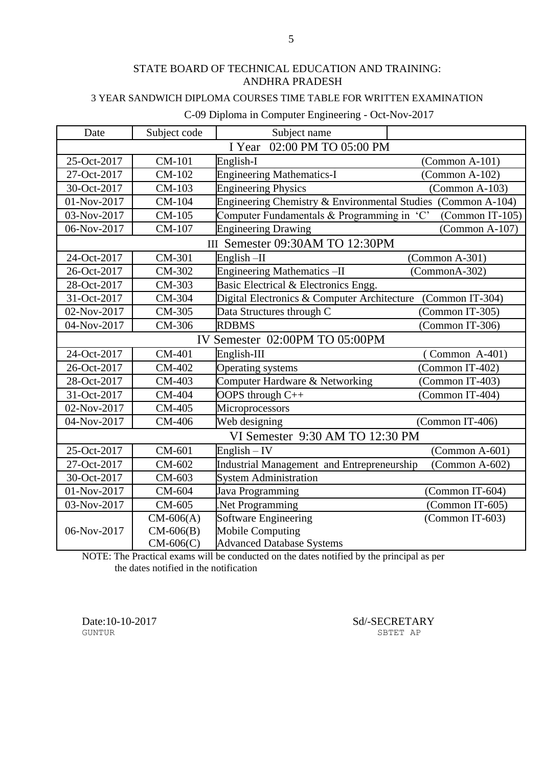# STATE BOARD OF TECHNICAL EDUCATION AND TRAINING: ANDHRA PRADESH

## 3 YEAR SANDWICH DIPLOMA COURSES TIME TABLE FOR WRITTEN EXAMINATION

### C-09 Diploma in Computer Engineering - Oct-Nov-2017

| Date | Subject code | Subject name | |
|---|---|---|---|
| | | **I Year 02:00 PM TO 05:00 PM** | |
| 25-Oct-2017 | CM-101 | English-I | (Common A-101) |
| 27-Oct-2017 | CM-102 | Engineering Mathematics-I | (Common A-102) |
| 30-Oct-2017 | CM-103 | Engineering Physics | (Common A-103) |
| 01-Nov-2017 | CM-104 | Engineering Chemistry & Environmental Studies | (Common A-104) |
| 03-Nov-2017 | CM-105 | Computer Fundamentals & Programming in 'C' | (Common IT-105) |
| 06-Nov-2017 | CM-107 | Engineering Drawing | (Common A-107) |
| | | **III Semester 09:30AM TO 12:30PM** | |
| 24-Oct-2017 | CM-301 | English –II | (Common A-301) |
| 26-Oct-2017 | CM-302 | Engineering Mathematics –II | (CommonA-302) |
| 28-Oct-2017 | CM-303 | Basic Electrical & Electronics Engg. | |
| 31-Oct-2017 | CM-304 | Digital Electronics & Computer Architecture | (Common IT-304) |
| 02-Nov-2017 | CM-305 | Data Structures through C | (Common IT-305) |
| 04-Nov-2017 | CM-306 | RDBMS | (Common IT-306) |
| | | **IV Semester 02:00PM TO 05:00PM** | |
| 24-Oct-2017 | CM-401 | English-III | ( Common A-401) |
| 26-Oct-2017 | CM-402 | Operating systems | (Common IT-402) |
| 28-Oct-2017 | CM-403 | Computer Hardware & Networking | (Common IT-403) |
| 31-Oct-2017 | CM-404 | OOPS through C++ | (Common IT-404) |
| 02-Nov-2017 | CM-405 | Microprocessors | |
| 04-Nov-2017 | CM-406 | Web designing | (Common IT-406) |
| | | **VI Semester 9:30 AM TO 12:30 PM** | |
| 25-Oct-2017 | CM-601 | English – IV | (Common A-601) |
| 27-Oct-2017 | CM-602 | Industrial Management and Entrepreneurship | (Common A-602) |
| 30-Oct-2017 | CM-603 | System Administration | |
| 01-Nov-2017 | CM-604 | Java Programming | (Common IT-604) |
| 03-Nov-2017 | CM-605 | .Net Programming | (Common IT-605) |
| 06-Nov-2017 | CM-606(A)<br>CM-606(B)<br>CM-606(C) | Software Engineering<br>Mobile Computing<br>Advanced Database Systems | (Common IT-603) |

NOTE: The Practical exams will be conducted on the dates notified by the principal as per the dates notified in the notification

Date:10-10-2017
GUNTUR

Sd/-SECRETARY
SBTET AP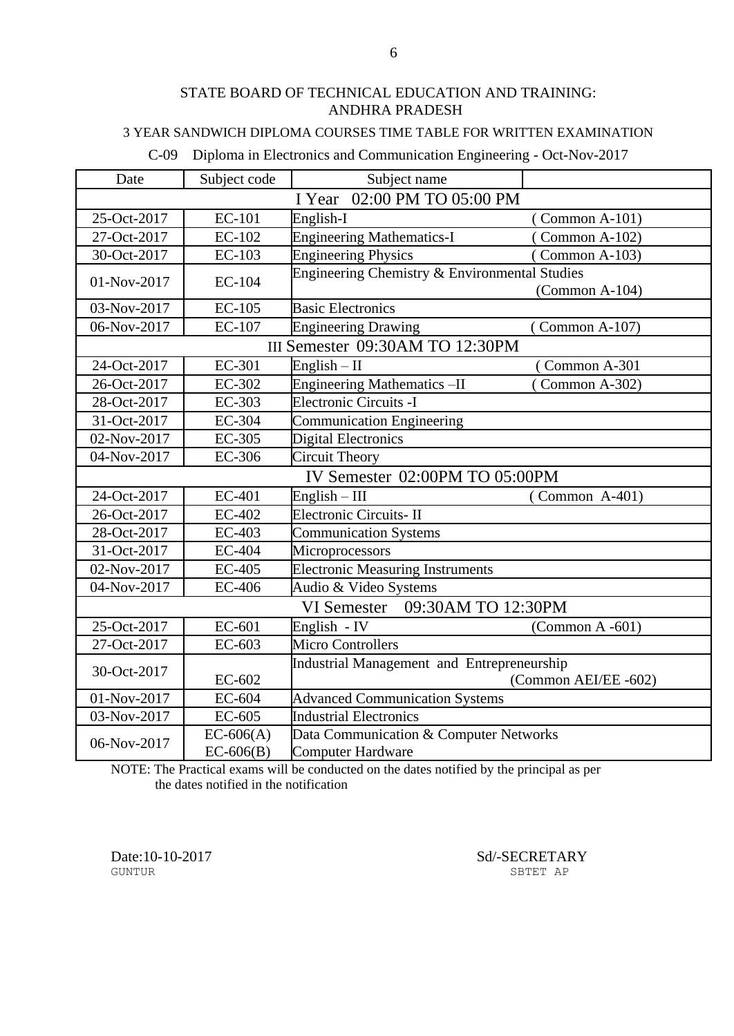STATE BOARD OF TECHNICAL EDUCATION AND TRAINING: ANDHRA PRADESH

3 YEAR SANDWICH DIPLOMA COURSES TIME TABLE FOR WRITTEN EXAMINATION

C-09 Diploma in Electronics and Communication Engineering - Oct-Nov-2017

| Date | Subject code | Subject name | |
|---|---|---|---|
| **I Year 02:00 PM TO 05:00 PM** | | | |
| 25-Oct-2017 | EC-101 | English-I | ( Common A-101) |
| 27-Oct-2017 | EC-102 | Engineering Mathematics-I | ( Common A-102) |
| 30-Oct-2017 | EC-103 | Engineering Physics | ( Common A-103) |
| 01-Nov-2017 | EC-104 | Engineering Chemistry & Environmental Studies | (Common A-104) |
| 03-Nov-2017 | EC-105 | Basic Electronics | |
| 06-Nov-2017 | EC-107 | Engineering Drawing | ( Common A-107) |
| **III Semester 09:30AM TO 12:30PM** | | | |
| 24-Oct-2017 | EC-301 | English – II | ( Common A-301 |
| 26-Oct-2017 | EC-302 | Engineering Mathematics –II | ( Common A-302) |
| 28-Oct-2017 | EC-303 | Electronic Circuits -I | |
| 31-Oct-2017 | EC-304 | Communication Engineering | |
| 02-Nov-2017 | EC-305 | Digital Electronics | |
| 04-Nov-2017 | EC-306 | Circuit Theory | |
| **IV Semester 02:00PM TO 05:00PM** | | | |
| 24-Oct-2017 | EC-401 | English – III | ( Common A-401) |
| 26-Oct-2017 | EC-402 | Electronic Circuits- II | |
| 28-Oct-2017 | EC-403 | Communication Systems | |
| 31-Oct-2017 | EC-404 | Microprocessors | |
| 02-Nov-2017 | EC-405 | Electronic Measuring Instruments | |
| 04-Nov-2017 | EC-406 | Audio & Video Systems | |
| **VI Semester 09:30AM TO 12:30PM** | | | |
| 25-Oct-2017 | EC-601 | English - IV | (Common A -601) |
| 27-Oct-2017 | EC-603 | Micro Controllers | |
| 30-Oct-2017 | EC-602 | Industrial Management and Entrepreneurship | (Common AEI/EE -602) |
| 01-Nov-2017 | EC-604 | Advanced Communication Systems | |
| 03-Nov-2017 | EC-605 | Industrial Electronics | |
| 06-Nov-2017 | EC-606(A)<br>EC-606(B) | Data Communication & Computer Networks<br>Computer Hardware | |

NOTE: The Practical exams will be conducted on the dates notified by the principal as per the dates notified in the notification

Date:10-10-2017
GUNTUR

Sd/-SECRETARY
SBTET AP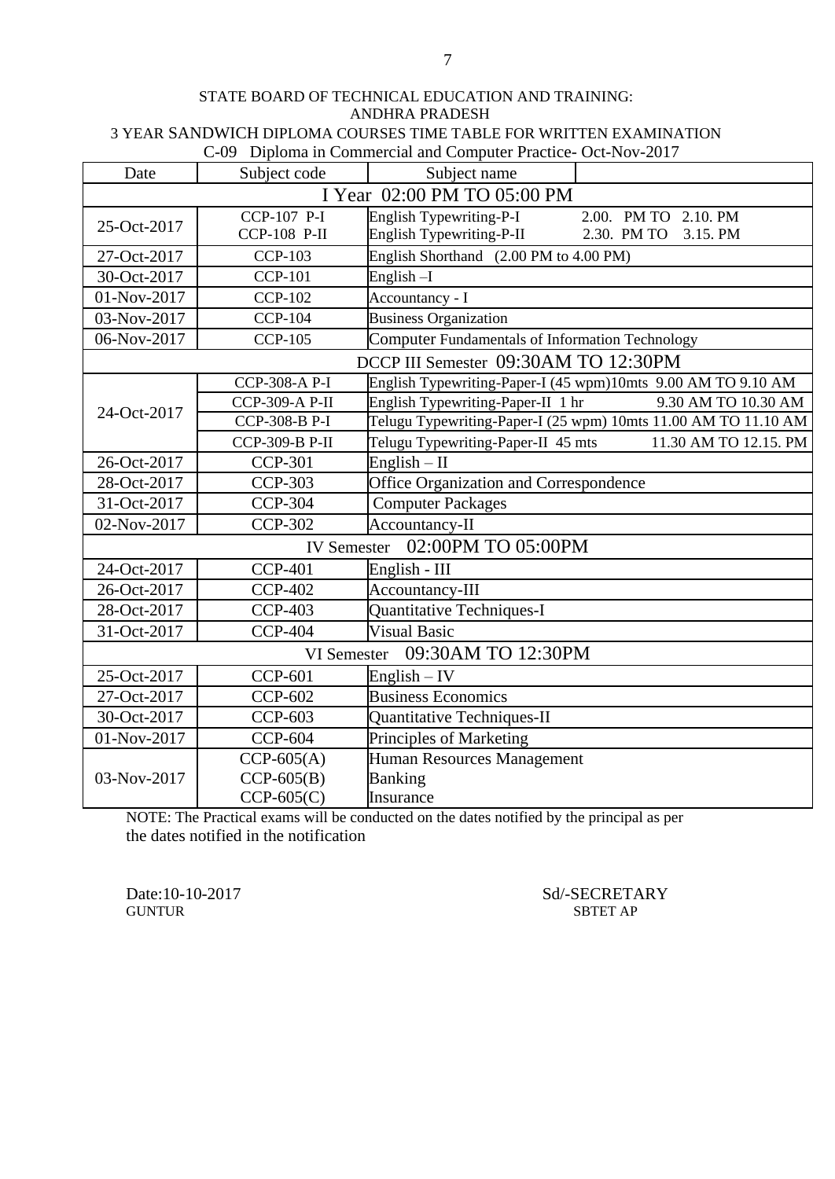STATE BOARD OF TECHNICAL EDUCATION AND TRAINING:
ANDHRA PRADESH

3 YEAR SANDWICH DIPLOMA COURSES TIME TABLE FOR WRITTEN EXAMINATION

C-09 Diploma in Commercial and Computer Practice- Oct-Nov-2017

| Date | Subject code | Subject name | |
|---|---|---|---|
| I Year 02:00 PM TO 05:00 PM | | | |
| 25-Oct-2017 | CCP-107 P-I<br>CCP-108 P-II | English Typewriting-P-I<br>English Typewriting-P-II | 2.00. PM TO 2.10. PM<br>2.30. PM TO 3.15. PM |
| 27-Oct-2017 | CCP-103 | English Shorthand (2.00 PM to 4.00 PM) | |
| 30-Oct-2017 | CCP-101 | English –I | |
| 01-Nov-2017 | CCP-102 | Accountancy - I | |
| 03-Nov-2017 | CCP-104 | Business Organization | |
| 06-Nov-2017 | CCP-105 | Computer Fundamentals of Information Technology | |
| DCCP III Semester 09:30AM TO 12:30PM | | | |
| 24-Oct-2017 | CCP-308-A P-I | English Typewriting-Paper-I (45 wpm)10mts 9.00 AM TO 9.10 AM | |
| | CCP-309-A P-II | English Typewriting-Paper-II 1 hr | 9.30 AM TO 10.30 AM |
| | CCP-308-B P-I | Telugu Typewriting-Paper-I (25 wpm) 10mts 11.00 AM TO 11.10 AM | |
| | CCP-309-B P-II | Telugu Typewriting-Paper-II 45 mts | 11.30 AM TO 12.15. PM |
| 26-Oct-2017 | CCP-301 | English – II | |
| 28-Oct-2017 | CCP-303 | Office Organization and Correspondence | |
| 31-Oct-2017 | CCP-304 | Computer Packages | |
| 02-Nov-2017 | CCP-302 | Accountancy-II | |
| IV Semester 02:00PM TO 05:00PM | | | |
| 24-Oct-2017 | CCP-401 | English - III | |
| 26-Oct-2017 | CCP-402 | Accountancy-III | |
| 28-Oct-2017 | CCP-403 | Quantitative Techniques-I | |
| 31-Oct-2017 | CCP-404 | Visual Basic | |
| VI Semester 09:30AM TO 12:30PM | | | |
| 25-Oct-2017 | CCP-601 | English – IV | |
| 27-Oct-2017 | CCP-602 | Business Economics | |
| 30-Oct-2017 | CCP-603 | Quantitative Techniques-II | |
| 01-Nov-2017 | CCP-604 | Principles of Marketing | |
| 03-Nov-2017 | CCP-605(A)<br>CCP-605(B)<br>CCP-605(C) | Human Resources Management<br>Banking<br>Insurance | |

NOTE: The Practical exams will be conducted on the dates notified by the principal as per the dates notified in the notification

Date:10-10-2017
GUNTUR

Sd/-SECRETARY
SBTET AP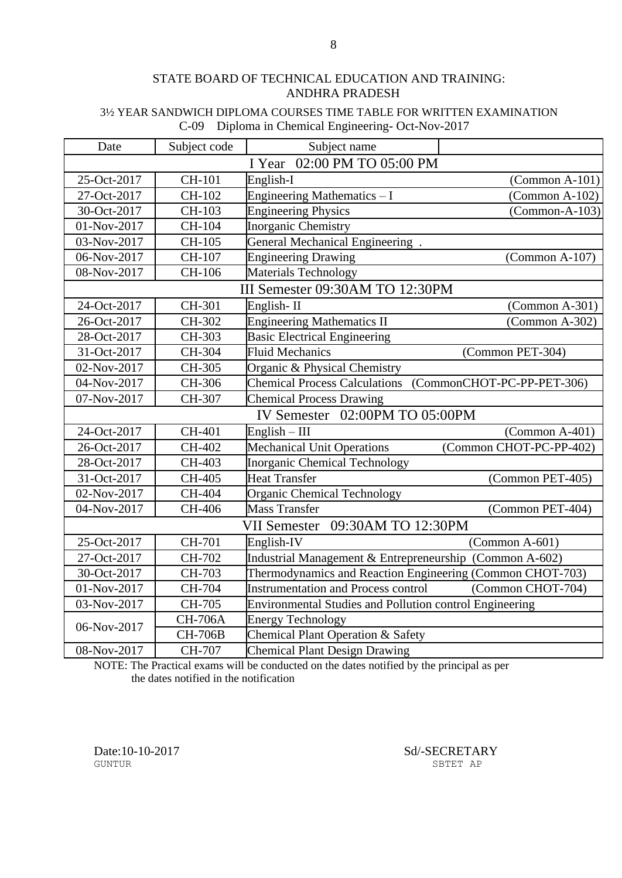STATE BOARD OF TECHNICAL EDUCATION AND TRAINING: ANDHRA PRADESH

3½ YEAR SANDWICH DIPLOMA COURSES TIME TABLE FOR WRITTEN EXAMINATION
C-09 Diploma in Chemical Engineering- Oct-Nov-2017

| Date | Subject code | Subject name | |
|---|---|---|---|
| I Year 02:00 PM TO 05:00 PM | | | |
| 25-Oct-2017 | CH-101 | English-I | (Common A-101) |
| 27-Oct-2017 | CH-102 | Engineering Mathematics – I | (Common A-102) |
| 30-Oct-2017 | CH-103 | Engineering Physics | (Common-A-103) |
| 01-Nov-2017 | CH-104 | Inorganic Chemistry | |
| 03-Nov-2017 | CH-105 | General Mechanical Engineering . | |
| 06-Nov-2017 | CH-107 | Engineering Drawing | (Common A-107) |
| 08-Nov-2017 | CH-106 | Materials Technology | |
| III Semester 09:30AM TO 12:30PM | | | |
| 24-Oct-2017 | CH-301 | English- II | (Common A-301) |
| 26-Oct-2017 | CH-302 | Engineering Mathematics II | (Common A-302) |
| 28-Oct-2017 | CH-303 | Basic Electrical Engineering | |
| 31-Oct-2017 | CH-304 | Fluid Mechanics | (Common PET-304) |
| 02-Nov-2017 | CH-305 | Organic & Physical Chemistry | |
| 04-Nov-2017 | CH-306 | Chemical Process Calculations | (CommonCHOT-PC-PP-PET-306) |
| 07-Nov-2017 | CH-307 | Chemical Process Drawing | |
| IV Semester 02:00PM TO 05:00PM | | | |
| 24-Oct-2017 | CH-401 | English – III | (Common A-401) |
| 26-Oct-2017 | CH-402 | Mechanical Unit Operations | (Common CHOT-PC-PP-402) |
| 28-Oct-2017 | CH-403 | Inorganic Chemical Technology | |
| 31-Oct-2017 | CH-405 | Heat Transfer | (Common PET-405) |
| 02-Nov-2017 | CH-404 | Organic Chemical Technology | |
| 04-Nov-2017 | CH-406 | Mass Transfer | (Common PET-404) |
| VII Semester 09:30AM TO 12:30PM | | | |
| 25-Oct-2017 | CH-701 | English-IV | (Common A-601) |
| 27-Oct-2017 | CH-702 | Industrial Management & Entrepreneurship | (Common A-602) |
| 30-Oct-2017 | CH-703 | Thermodynamics and Reaction Engineering | (Common CHOT-703) |
| 01-Nov-2017 | CH-704 | Instrumentation and Process control | (Common CHOT-704) |
| 03-Nov-2017 | CH-705 | Environmental Studies and Pollution control Engineering | |
| 06-Nov-2017 | CH-706A | Energy Technology | |
| | CH-706B | Chemical Plant Operation & Safety | |
| 08-Nov-2017 | CH-707 | Chemical Plant Design Drawing | |

NOTE: The Practical exams will be conducted on the dates notified by the principal as per the dates notified in the notification

Date:10-10-2017
GUNTUR

Sd/-SECRETARY
SBTET AP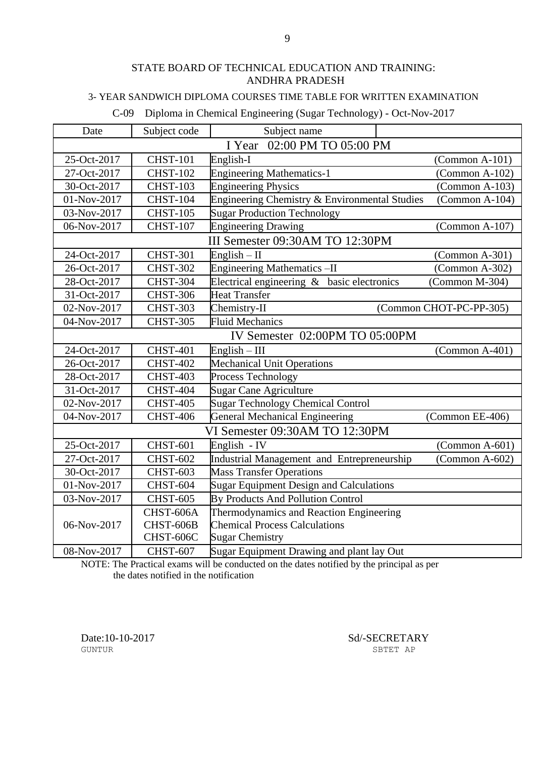STATE BOARD OF TECHNICAL EDUCATION AND TRAINING: ANDHRA PRADESH

3- YEAR SANDWICH DIPLOMA COURSES TIME TABLE FOR WRITTEN EXAMINATION

C-09 Diploma in Chemical Engineering (Sugar Technology) - Oct-Nov-2017

| Date | Subject code | Subject name | |
|---|---|---|---|
| **I Year 02:00 PM TO 05:00 PM** | | | |
| 25-Oct-2017 | CHST-101 | English-I | (Common A-101) |
| 27-Oct-2017 | CHST-102 | Engineering Mathematics-1 | (Common A-102) |
| 30-Oct-2017 | CHST-103 | Engineering Physics | (Common A-103) |
| 01-Nov-2017 | CHST-104 | Engineering Chemistry & Environmental Studies | (Common A-104) |
| 03-Nov-2017 | CHST-105 | Sugar Production Technology | |
| 06-Nov-2017 | CHST-107 | Engineering Drawing | (Common A-107) |
| **III Semester 09:30AM TO 12:30PM** | | | |
| 24-Oct-2017 | CHST-301 | English – II | (Common A-301) |
| 26-Oct-2017 | CHST-302 | Engineering Mathematics –II | (Common A-302) |
| 28-Oct-2017 | CHST-304 | Electrical engineering & basic electronics | (Common M-304) |
| 31-Oct-2017 | CHST-306 | Heat Transfer | |
| 02-Nov-2017 | CHST-303 | Chemistry-II | (Common CHOT-PC-PP-305) |
| 04-Nov-2017 | CHST-305 | Fluid Mechanics | |
| **IV Semester 02:00PM TO 05:00PM** | | | |
| 24-Oct-2017 | CHST-401 | English – III | (Common A-401) |
| 26-Oct-2017 | CHST-402 | Mechanical Unit Operations | |
| 28-Oct-2017 | CHST-403 | Process Technology | |
| 31-Oct-2017 | CHST-404 | Sugar Cane Agriculture | |
| 02-Nov-2017 | CHST-405 | Sugar Technology Chemical Control | |
| 04-Nov-2017 | CHST-406 | General Mechanical Engineering | (Common EE-406) |
| **VI Semester 09:30AM TO 12:30PM** | | | |
| 25-Oct-2017 | CHST-601 | English - IV | (Common A-601) |
| 27-Oct-2017 | CHST-602 | Industrial Management and Entrepreneurship | (Common A-602) |
| 30-Oct-2017 | CHST-603 | Mass Transfer Operations | |
| 01-Nov-2017 | CHST-604 | Sugar Equipment Design and Calculations | |
| 03-Nov-2017 | CHST-605 | By Products And Pollution Control | |
| 06-Nov-2017 | CHST-606A<br>CHST-606B<br>CHST-606C | Thermodynamics and Reaction Engineering<br>Chemical Process Calculations<br>Sugar Chemistry | |
| 08-Nov-2017 | CHST-607 | Sugar Equipment Drawing and plant lay Out | |

NOTE: The Practical exams will be conducted on the dates notified by the principal as per the dates notified in the notification

Date:10-10-2017
GUNTUR

Sd/-SECRETARY
SBTET AP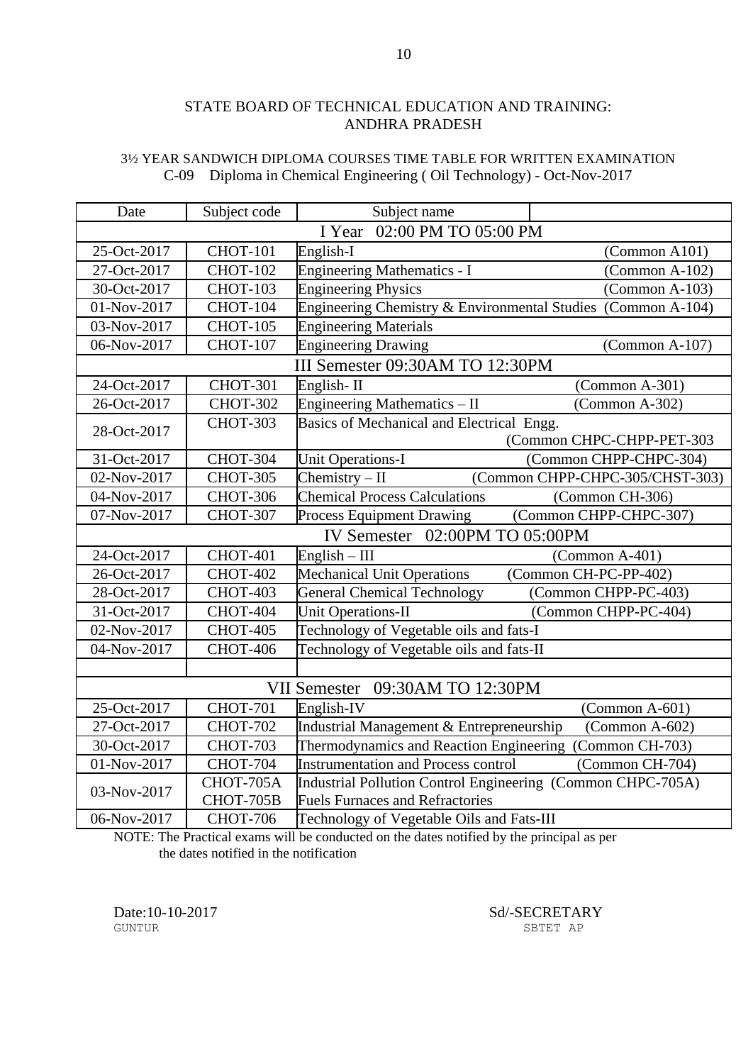STATE BOARD OF TECHNICAL EDUCATION AND TRAINING:
ANDHRA PRADESH

3½ YEAR SANDWICH DIPLOMA COURSES TIME TABLE FOR WRITTEN EXAMINATION
C-09 Diploma in Chemical Engineering ( Oil Technology) - Oct-Nov-2017

| Date | Subject code | Subject name | |
|---|---|---|---|
| I Year 02:00 PM TO 05:00 PM | | | |
| 25-Oct-2017 | CHOT-101 | English-I | (Common A101) |
| 27-Oct-2017 | CHOT-102 | Engineering Mathematics - I | (Common A-102) |
| 30-Oct-2017 | CHOT-103 | Engineering Physics | (Common A-103) |
| 01-Nov-2017 | CHOT-104 | Engineering Chemistry & Environmental Studies | (Common A-104) |
| 03-Nov-2017 | CHOT-105 | Engineering Materials | |
| 06-Nov-2017 | CHOT-107 | Engineering Drawing | (Common A-107) |
| III Semester 09:30AM TO 12:30PM | | | |
| 24-Oct-2017 | CHOT-301 | English- II | (Common A-301) |
| 26-Oct-2017 | CHOT-302 | Engineering Mathematics – II | (Common A-302) |
| 28-Oct-2017 | CHOT-303 | Basics of Mechanical and Electrical Engg. | (Common CHPC-CHPP-PET-303 |
| 31-Oct-2017 | CHOT-304 | Unit Operations-I | (Common CHPP-CHPC-304) |
| 02-Nov-2017 | CHOT-305 | Chemistry – II | (Common CHPP-CHPC-305/CHST-303) |
| 04-Nov-2017 | CHOT-306 | Chemical Process Calculations | (Common CH-306) |
| 07-Nov-2017 | CHOT-307 | Process Equipment Drawing | (Common CHPP-CHPC-307) |
| IV Semester 02:00PM TO 05:00PM | | | |
| 24-Oct-2017 | CHOT-401 | English – III | (Common A-401) |
| 26-Oct-2017 | CHOT-402 | Mechanical Unit Operations | (Common CH-PC-PP-402) |
| 28-Oct-2017 | CHOT-403 | General Chemical Technology | (Common CHPP-PC-403) |
| 31-Oct-2017 | CHOT-404 | Unit Operations-II | (Common CHPP-PC-404) |
| 02-Nov-2017 | CHOT-405 | Technology of Vegetable oils and fats-I | |
| 04-Nov-2017 | CHOT-406 | Technology of Vegetable oils and fats-II | |
| | | | |
| VII Semester 09:30AM TO 12:30PM | | | |
| 25-Oct-2017 | CHOT-701 | English-IV | (Common A-601) |
| 27-Oct-2017 | CHOT-702 | Industrial Management & Entrepreneurship | (Common A-602) |
| 30-Oct-2017 | CHOT-703 | Thermodynamics and Reaction Engineering | (Common CH-703) |
| 01-Nov-2017 | CHOT-704 | Instrumentation and Process control | (Common CH-704) |
| 03-Nov-2017 | CHOT-705A<br>CHOT-705B | Industrial Pollution Control Engineering<br>Fuels Furnaces and Refractories | (Common CHPC-705A) |
| 06-Nov-2017 | CHOT-706 | Technology of Vegetable Oils and Fats-III | |

NOTE: The Practical exams will be conducted on the dates notified by the principal as per the dates notified in the notification

Date:10-10-2017
GUNTUR

Sd/-SECRETARY
SBTET AP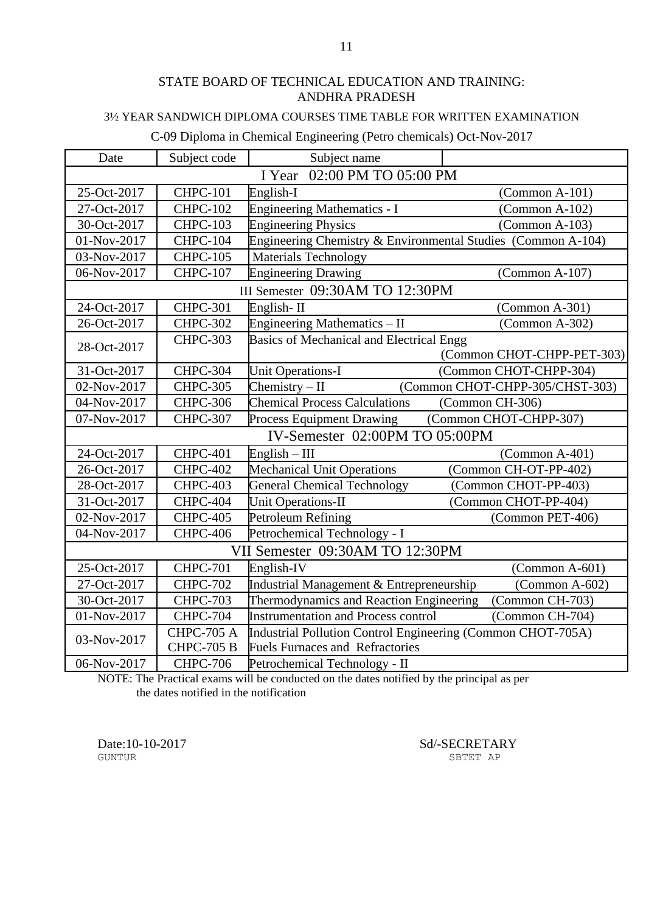STATE BOARD OF TECHNICAL EDUCATION AND TRAINING: ANDHRA PRADESH

3½ YEAR SANDWICH DIPLOMA COURSES TIME TABLE FOR WRITTEN EXAMINATION

C-09 Diploma in Chemical Engineering (Petro chemicals) Oct-Nov-2017

| Date | Subject code | Subject name | |
|---|---|---|---|
| **I Year 02:00 PM TO 05:00 PM** | | | |
| 25-Oct-2017 | CHPC-101 | English-I | (Common A-101) |
| 27-Oct-2017 | CHPC-102 | Engineering Mathematics - I | (Common A-102) |
| 30-Oct-2017 | CHPC-103 | Engineering Physics | (Common A-103) |
| 01-Nov-2017 | CHPC-104 | Engineering Chemistry & Environmental Studies | (Common A-104) |
| 03-Nov-2017 | CHPC-105 | Materials Technology | |
| 06-Nov-2017 | CHPC-107 | Engineering Drawing | (Common A-107) |
| **III Semester 09:30AM TO 12:30PM** | | | |
| 24-Oct-2017 | CHPC-301 | English- II | (Common A-301) |
| 26-Oct-2017 | CHPC-302 | Engineering Mathematics – II | (Common A-302) |
| 28-Oct-2017 | CHPC-303 | Basics of Mechanical and Electrical Engg | (Common CHOT-CHPP-PET-303) |
| 31-Oct-2017 | CHPC-304 | Unit Operations-I | (Common CHOT-CHPP-304) |
| 02-Nov-2017 | CHPC-305 | Chemistry – II | (Common CHOT-CHPP-305/CHST-303) |
| 04-Nov-2017 | CHPC-306 | Chemical Process Calculations | (Common CH-306) |
| 07-Nov-2017 | CHPC-307 | Process Equipment Drawing | (Common CHOT-CHPP-307) |
| **IV-Semester 02:00PM TO 05:00PM** | | | |
| 24-Oct-2017 | CHPC-401 | English – III | (Common A-401) |
| 26-Oct-2017 | CHPC-402 | Mechanical Unit Operations | (Common CH-OT-PP-402) |
| 28-Oct-2017 | CHPC-403 | General Chemical Technology | (Common CHOT-PP-403) |
| 31-Oct-2017 | CHPC-404 | Unit Operations-II | (Common CHOT-PP-404) |
| 02-Nov-2017 | CHPC-405 | Petroleum Refining | (Common PET-406) |
| 04-Nov-2017 | CHPC-406 | Petrochemical Technology - I | |
| **VII Semester 09:30AM TO 12:30PM** | | | |
| 25-Oct-2017 | CHPC-701 | English-IV | (Common A-601) |
| 27-Oct-2017 | CHPC-702 | Industrial Management & Entrepreneurship | (Common A-602) |
| 30-Oct-2017 | CHPC-703 | Thermodynamics and Reaction Engineering | (Common CH-703) |
| 01-Nov-2017 | CHPC-704 | Instrumentation and Process control | (Common CH-704) |
| 03-Nov-2017 | CHPC-705 A<br>CHPC-705 B | Industrial Pollution Control Engineering<br>Fuels Furnaces and Refractories | (Common CHOT-705A) |
| 06-Nov-2017 | CHPC-706 | Petrochemical Technology - II | |

NOTE: The Practical exams will be conducted on the dates notified by the principal as per the dates notified in the notification

Date:10-10-2017
GUNTUR

Sd/-SECRETARY
SBTET AP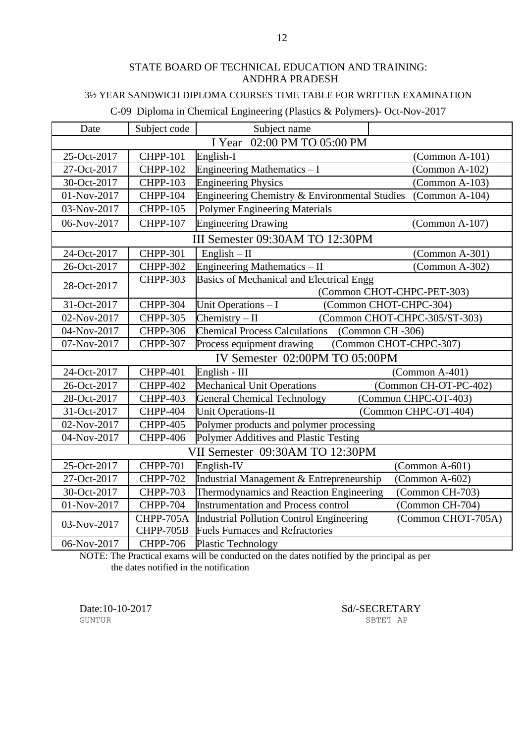STATE BOARD OF TECHNICAL EDUCATION AND TRAINING: ANDHRA PRADESH

3½ YEAR SANDWICH DIPLOMA COURSES TIME TABLE FOR WRITTEN EXAMINATION

C-09 Diploma in Chemical Engineering (Plastics & Polymers)- Oct-Nov-2017

| Date | Subject code | Subject name | |
|---|---|---|---|
| I Year 02:00 PM TO 05:00 PM | | | |
| 25-Oct-2017 | CHPP-101 | English-I | (Common A-101) |
| 27-Oct-2017 | CHPP-102 | Engineering Mathematics – I | (Common A-102) |
| 30-Oct-2017 | CHPP-103 | Engineering Physics | (Common A-103) |
| 01-Nov-2017 | CHPP-104 | Engineering Chemistry & Environmental Studies | (Common A-104) |
| 03-Nov-2017 | CHPP-105 | Polymer Engineering Materials | |
| 06-Nov-2017 | CHPP-107 | Engineering Drawing | (Common A-107) |
| III Semester 09:30AM TO 12:30PM | | | |
| 24-Oct-2017 | CHPP-301 | English – II | (Common A-301) |
| 26-Oct-2017 | CHPP-302 | Engineering Mathematics – II | (Common A-302) |
| 28-Oct-2017 | CHPP-303 | Basics of Mechanical and Electrical Engg | (Common CHOT-CHPC-PET-303) |
| 31-Oct-2017 | CHPP-304 | Unit Operations – I | (Common CHOT-CHPC-304) |
| 02-Nov-2017 | CHPP-305 | Chemistry – II | (Common CHOT-CHPC-305/ST-303) |
| 04-Nov-2017 | CHPP-306 | Chemical Process Calculations | (Common CH -306) |
| 07-Nov-2017 | CHPP-307 | Process equipment drawing | (Common CHOT-CHPC-307) |
| IV Semester 02:00PM TO 05:00PM | | | |
| 24-Oct-2017 | CHPP-401 | English - III | (Common A-401) |
| 26-Oct-2017 | CHPP-402 | Mechanical Unit Operations | (Common CH-OT-PC-402) |
| 28-Oct-2017 | CHPP-403 | General Chemical Technology | (Common CHPC-OT-403) |
| 31-Oct-2017 | CHPP-404 | Unit Operations-II | (Common CHPC-OT-404) |
| 02-Nov-2017 | CHPP-405 | Polymer products and polymer processing | |
| 04-Nov-2017 | CHPP-406 | Polymer Additives and Plastic Testing | |
| VII Semester 09:30AM TO 12:30PM | | | |
| 25-Oct-2017 | CHPP-701 | English-IV | (Common A-601) |
| 27-Oct-2017 | CHPP-702 | Industrial Management & Entrepreneurship | (Common A-602) |
| 30-Oct-2017 | CHPP-703 | Thermodynamics and Reaction Engineering | (Common CH-703) |
| 01-Nov-2017 | CHPP-704 | Instrumentation and Process control | (Common CH-704) |
| 03-Nov-2017 | CHPP-705A<br>CHPP-705B | Industrial Pollution Control Engineering<br>Fuels Furnaces and Refractories | (Common CHOT-705A) |
| 06-Nov-2017 | CHPP-706 | Plastic Technology | |

NOTE: The Practical exams will be conducted on the dates notified by the principal as per the dates notified in the notification

Date:10-10-2017
GUNTUR

Sd/-SECRETARY
SBTET AP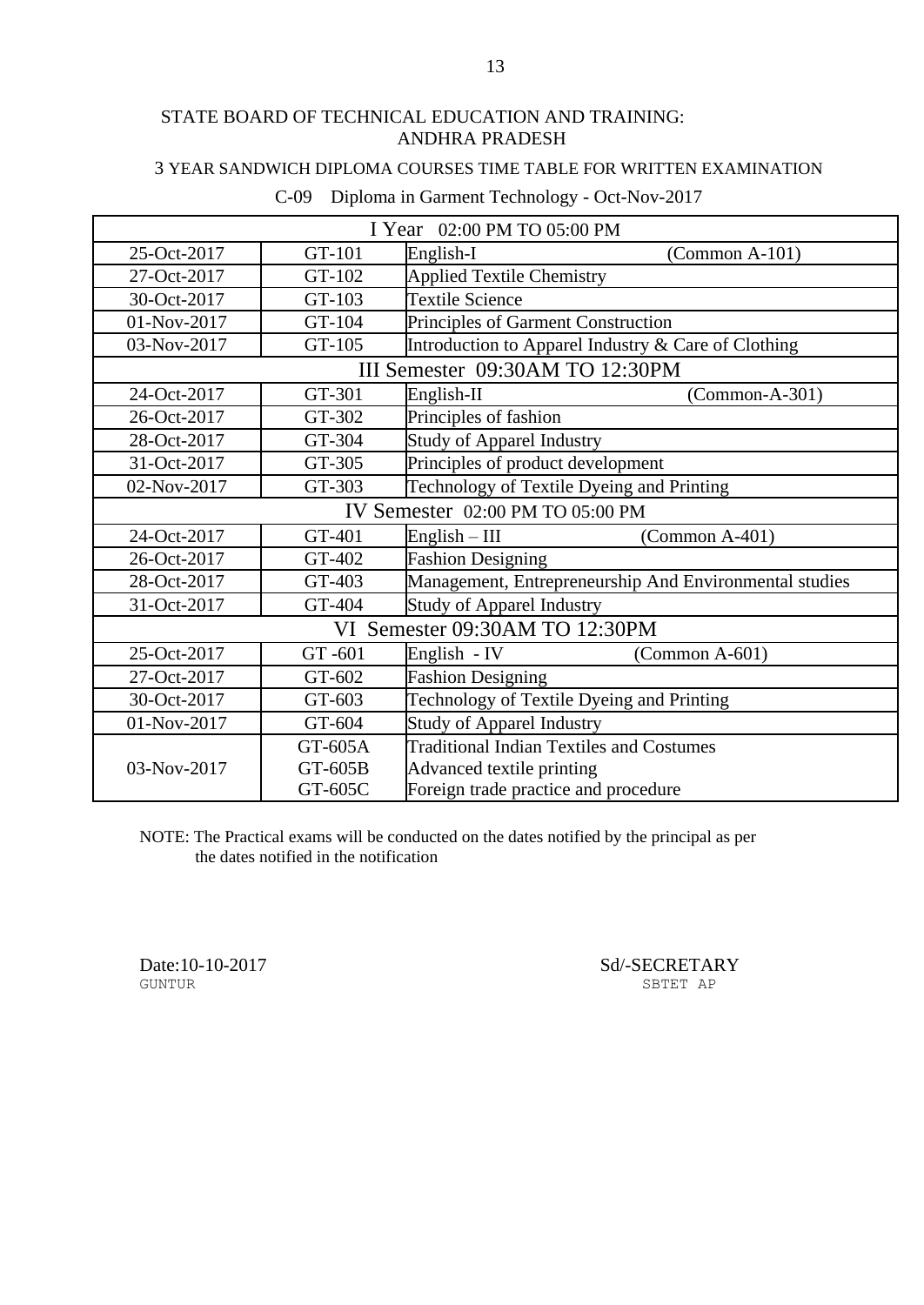STATE BOARD OF TECHNICAL EDUCATION AND TRAINING:
ANDHRA PRADESH

3 YEAR SANDWICH DIPLOMA COURSES TIME TABLE FOR WRITTEN EXAMINATION

C-09 Diploma in Garment Technology - Oct-Nov-2017

| I Year 02:00 PM TO 05:00 PM | | |
|---|---|---|
| 25-Oct-2017 | GT-101 | English-I (Common A-101) |
| 27-Oct-2017 | GT-102 | Applied Textile Chemistry |
| 30-Oct-2017 | GT-103 | Textile Science |
| 01-Nov-2017 | GT-104 | Principles of Garment Construction |
| 03-Nov-2017 | GT-105 | Introduction to Apparel Industry & Care of Clothing |
| **III Semester 09:30AM TO 12:30PM** | | |
| 24-Oct-2017 | GT-301 | English-II (Common-A-301) |
| 26-Oct-2017 | GT-302 | Principles of fashion |
| 28-Oct-2017 | GT-304 | Study of Apparel Industry |
| 31-Oct-2017 | GT-305 | Principles of product development |
| 02-Nov-2017 | GT-303 | Technology of Textile Dyeing and Printing |
| **IV Semester 02:00 PM TO 05:00 PM** | | |
| 24-Oct-2017 | GT-401 | English – III (Common A-401) |
| 26-Oct-2017 | GT-402 | Fashion Designing |
| 28-Oct-2017 | GT-403 | Management, Entrepreneurship And Environmental studies |
| 31-Oct-2017 | GT-404 | Study of Apparel Industry |
| **VI Semester 09:30AM TO 12:30PM** | | |
| 25-Oct-2017 | GT -601 | English - IV (Common A-601) |
| 27-Oct-2017 | GT-602 | Fashion Designing |
| 30-Oct-2017 | GT-603 | Technology of Textile Dyeing and Printing |
| 01-Nov-2017 | GT-604 | Study of Apparel Industry |
| 03-Nov-2017 | GT-605A<br>GT-605B<br>GT-605C | Traditional Indian Textiles and Costumes<br>Advanced textile printing<br>Foreign trade practice and procedure |

NOTE: The Practical exams will be conducted on the dates notified by the principal as per the dates notified in the notification

Date:10-10-2017
GUNTUR

Sd/-SECRETARY
SBTET AP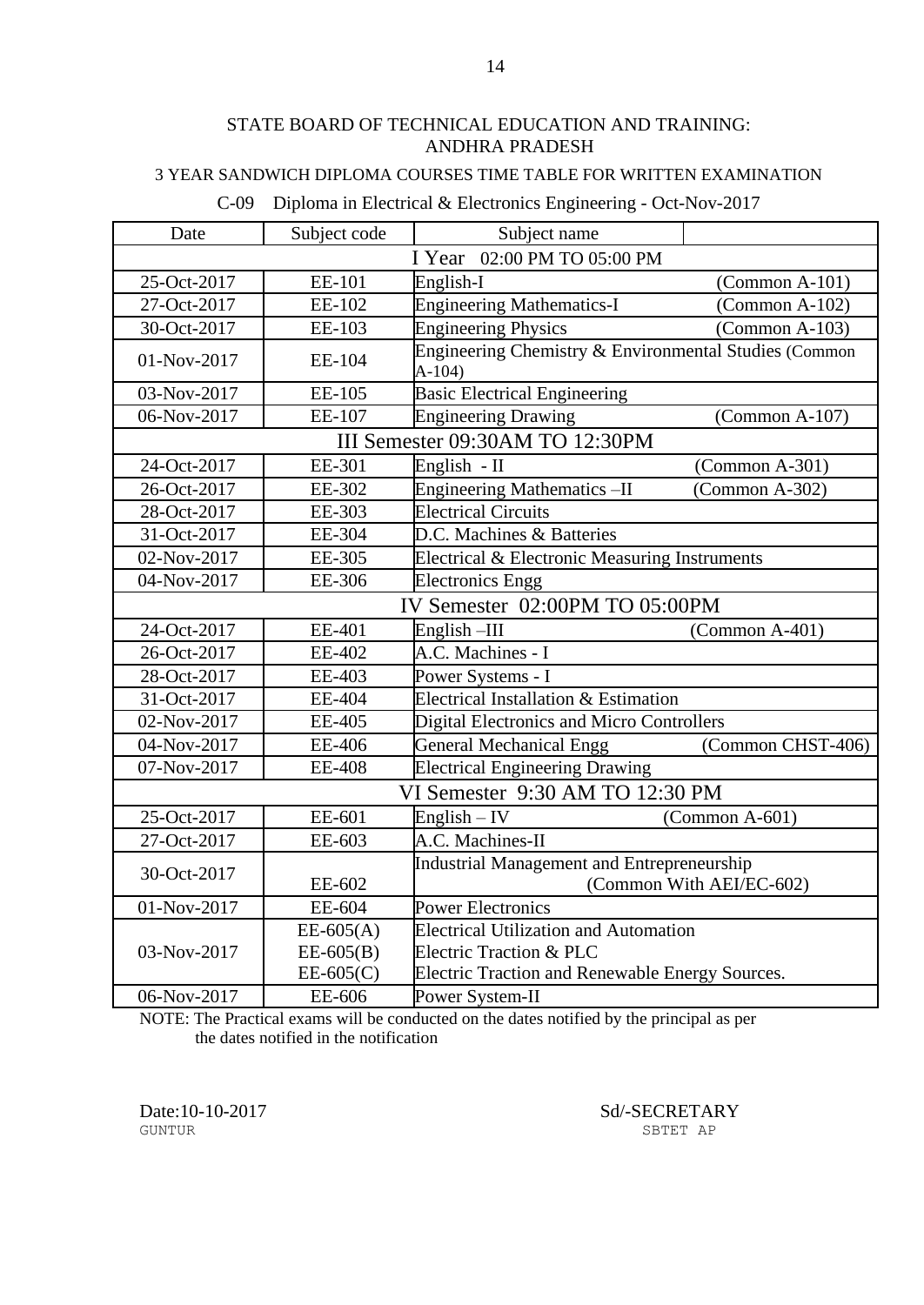STATE BOARD OF TECHNICAL EDUCATION AND TRAINING: ANDHRA PRADESH

3 YEAR SANDWICH DIPLOMA COURSES TIME TABLE FOR WRITTEN EXAMINATION

C-09 Diploma in Electrical & Electronics Engineering - Oct-Nov-2017

| Date | Subject code | Subject name | |
|---|---|---|---|
| I Year 02:00 PM TO 05:00 PM | | | |
| 25-Oct-2017 | EE-101 | English-I | (Common A-101) |
| 27-Oct-2017 | EE-102 | Engineering Mathematics-I | (Common A-102) |
| 30-Oct-2017 | EE-103 | Engineering Physics | (Common A-103) |
| 01-Nov-2017 | EE-104 | Engineering Chemistry & Environmental Studies (Common A-104) | |
| 03-Nov-2017 | EE-105 | Basic Electrical Engineering | |
| 06-Nov-2017 | EE-107 | Engineering Drawing | (Common A-107) |
| III Semester 09:30AM TO 12:30PM | | | |
| 24-Oct-2017 | EE-301 | English - II | (Common A-301) |
| 26-Oct-2017 | EE-302 | Engineering Mathematics –II | (Common A-302) |
| 28-Oct-2017 | EE-303 | Electrical Circuits | |
| 31-Oct-2017 | EE-304 | D.C. Machines & Batteries | |
| 02-Nov-2017 | EE-305 | Electrical & Electronic Measuring Instruments | |
| 04-Nov-2017 | EE-306 | Electronics Engg | |
| IV Semester 02:00PM TO 05:00PM | | | |
| 24-Oct-2017 | EE-401 | English –III | (Common A-401) |
| 26-Oct-2017 | EE-402 | A.C. Machines - I | |
| 28-Oct-2017 | EE-403 | Power Systems - I | |
| 31-Oct-2017 | EE-404 | Electrical Installation & Estimation | |
| 02-Nov-2017 | EE-405 | Digital Electronics and Micro Controllers | |
| 04-Nov-2017 | EE-406 | General Mechanical Engg | (Common CHST-406) |
| 07-Nov-2017 | EE-408 | Electrical Engineering Drawing | |
| VI Semester 9:30 AM TO 12:30 PM | | | |
| 25-Oct-2017 | EE-601 | English – IV | (Common A-601) |
| 27-Oct-2017 | EE-603 | A.C. Machines-II | |
| 30-Oct-2017 | EE-602 | Industrial Management and Entrepreneurship (Common With AEI/EC-602) | |
| 01-Nov-2017 | EE-604 | Power Electronics | |
| 03-Nov-2017 | EE-605(A)<br>EE-605(B)<br>EE-605(C) | Electrical Utilization and Automation<br>Electric Traction & PLC<br>Electric Traction and Renewable Energy Sources. | |
| 06-Nov-2017 | EE-606 | Power System-II | |

NOTE: The Practical exams will be conducted on the dates notified by the principal as per the dates notified in the notification

Date:10-10-2017
GUNTUR

Sd/-SECRETARY
SBTET AP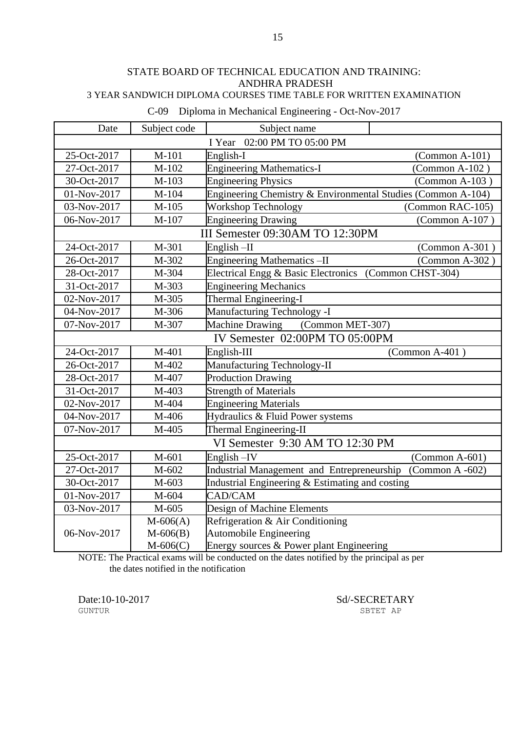STATE BOARD OF TECHNICAL EDUCATION AND TRAINING:
ANDHRA PRADESH
3 YEAR SANDWICH DIPLOMA COURSES TIME TABLE FOR WRITTEN EXAMINATION

C-09 Diploma in Mechanical Engineering - Oct-Nov-2017

| Date | Subject code | Subject name | |
|---|---|---|---|
| I Year 02:00 PM TO 05:00 PM | | | |
| 25-Oct-2017 | M-101 | English-I | (Common A-101) |
| 27-Oct-2017 | M-102 | Engineering Mathematics-I | (Common A-102 ) |
| 30-Oct-2017 | M-103 | Engineering Physics | (Common A-103 ) |
| 01-Nov-2017 | M-104 | Engineering Chemistry & Environmental Studies (Common A-104) | |
| 03-Nov-2017 | M-105 | Workshop Technology | (Common RAC-105) |
| 06-Nov-2017 | M-107 | Engineering Drawing | (Common A-107 ) |
| III Semester 09:30AM TO 12:30PM | | | |
| 24-Oct-2017 | M-301 | English –II | (Common A-301 ) |
| 26-Oct-2017 | M-302 | Engineering Mathematics –II | (Common A-302 ) |
| 28-Oct-2017 | M-304 | Electrical Engg & Basic Electronics (Common CHST-304) | |
| 31-Oct-2017 | M-303 | Engineering Mechanics | |
| 02-Nov-2017 | M-305 | Thermal Engineering-I | |
| 04-Nov-2017 | M-306 | Manufacturing Technology -I | |
| 07-Nov-2017 | M-307 | Machine Drawing (Common MET-307) | |
| IV Semester 02:00PM TO 05:00PM | | | |
| 24-Oct-2017 | M-401 | English-III | (Common A-401 ) |
| 26-Oct-2017 | M-402 | Manufacturing Technology-II | |
| 28-Oct-2017 | M-407 | Production Drawing | |
| 31-Oct-2017 | M-403 | Strength of Materials | |
| 02-Nov-2017 | M-404 | Engineering Materials | |
| 04-Nov-2017 | M-406 | Hydraulics & Fluid Power systems | |
| 07-Nov-2017 | M-405 | Thermal Engineering-II | |
| VI Semester 9:30 AM TO 12:30 PM | | | |
| 25-Oct-2017 | M-601 | English –IV | (Common A-601) |
| 27-Oct-2017 | M-602 | Industrial Management and Entrepreneurship | (Common A -602) |
| 30-Oct-2017 | M-603 | Industrial Engineering & Estimating and costing | |
| 01-Nov-2017 | M-604 | CAD/CAM | |
| 03-Nov-2017 | M-605 | Design of Machine Elements | |
| 06-Nov-2017 | M-606(A) | Refrigeration & Air Conditioning | |
| | M-606(B) | Automobile Engineering | |
| | M-606(C) | Energy sources & Power plant Engineering | |

NOTE: The Practical exams will be conducted on the dates notified by the principal as per the dates notified in the notification

Date:10-10-2017
GUNTUR

Sd/-SECRETARY
SBTET AP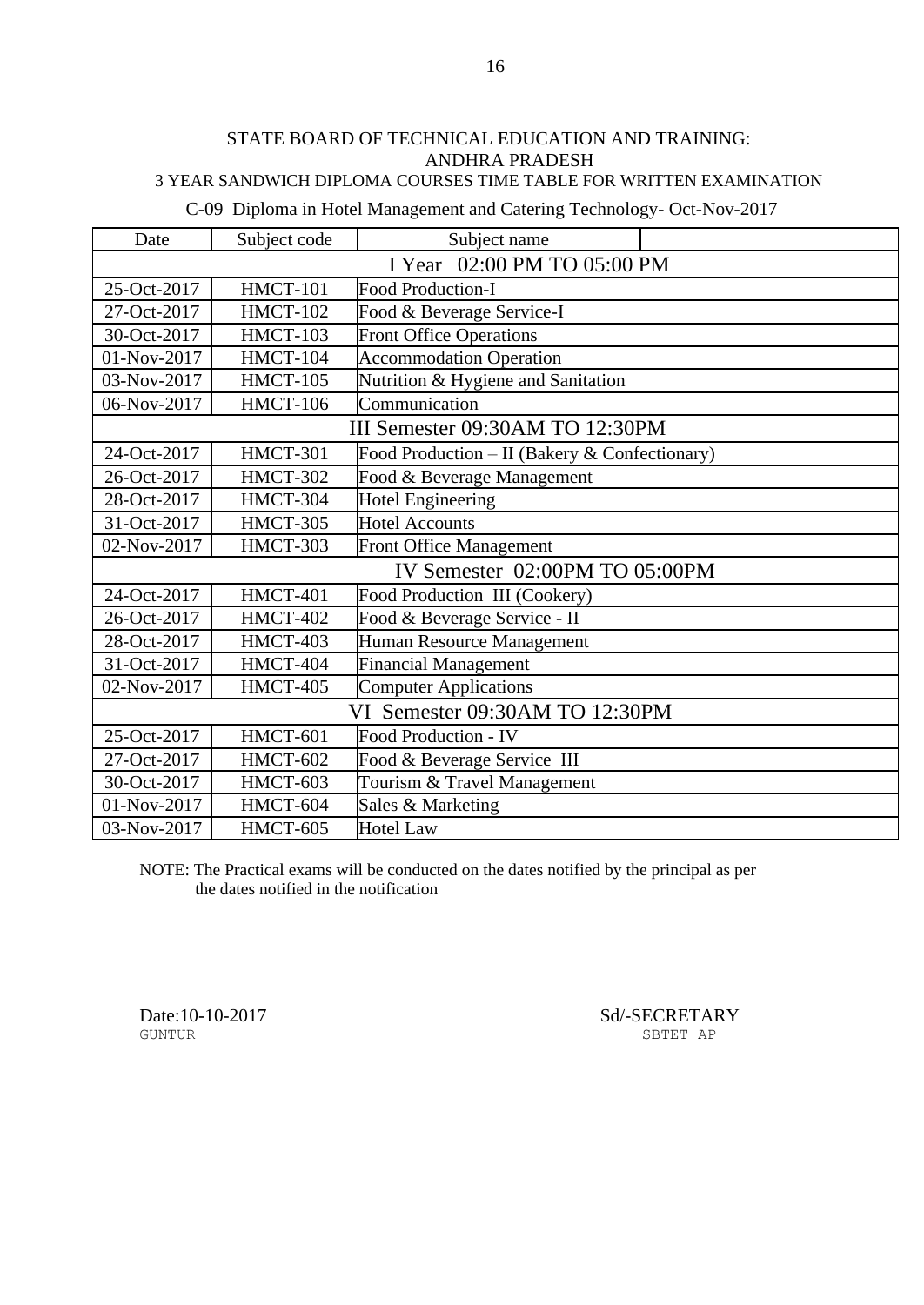STATE BOARD OF TECHNICAL EDUCATION AND TRAINING:
ANDHRA PRADESH
3 YEAR SANDWICH DIPLOMA COURSES TIME TABLE FOR WRITTEN EXAMINATION

C-09 Diploma in Hotel Management and Catering Technology- Oct-Nov-2017

| Date | Subject code | Subject name |
|---|---|---|
| **I Year 02:00 PM TO 05:00 PM** | | |
| 25-Oct-2017 | HMCT-101 | Food Production-I |
| 27-Oct-2017 | HMCT-102 | Food & Beverage Service-I |
| 30-Oct-2017 | HMCT-103 | Front Office Operations |
| 01-Nov-2017 | HMCT-104 | Accommodation Operation |
| 03-Nov-2017 | HMCT-105 | Nutrition & Hygiene and Sanitation |
| 06-Nov-2017 | HMCT-106 | Communication |
| **III Semester 09:30AM TO 12:30PM** | | |
| 24-Oct-2017 | HMCT-301 | Food Production – II (Bakery & Confectionary) |
| 26-Oct-2017 | HMCT-302 | Food & Beverage Management |
| 28-Oct-2017 | HMCT-304 | Hotel Engineering |
| 31-Oct-2017 | HMCT-305 | Hotel Accounts |
| 02-Nov-2017 | HMCT-303 | Front Office Management |
| **IV Semester 02:00PM TO 05:00PM** | | |
| 24-Oct-2017 | HMCT-401 | Food Production III (Cookery) |
| 26-Oct-2017 | HMCT-402 | Food & Beverage Service - II |
| 28-Oct-2017 | HMCT-403 | Human Resource Management |
| 31-Oct-2017 | HMCT-404 | Financial Management |
| 02-Nov-2017 | HMCT-405 | Computer Applications |
| **VI Semester 09:30AM TO 12:30PM** | | |
| 25-Oct-2017 | HMCT-601 | Food Production - IV |
| 27-Oct-2017 | HMCT-602 | Food & Beverage Service III |
| 30-Oct-2017 | HMCT-603 | Tourism & Travel Management |
| 01-Nov-2017 | HMCT-604 | Sales & Marketing |
| 03-Nov-2017 | HMCT-605 | Hotel Law |

NOTE: The Practical exams will be conducted on the dates notified by the principal as per the dates notified in the notification

Date:10-10-2017
GUNTUR

Sd/-SECRETARY
SBTET AP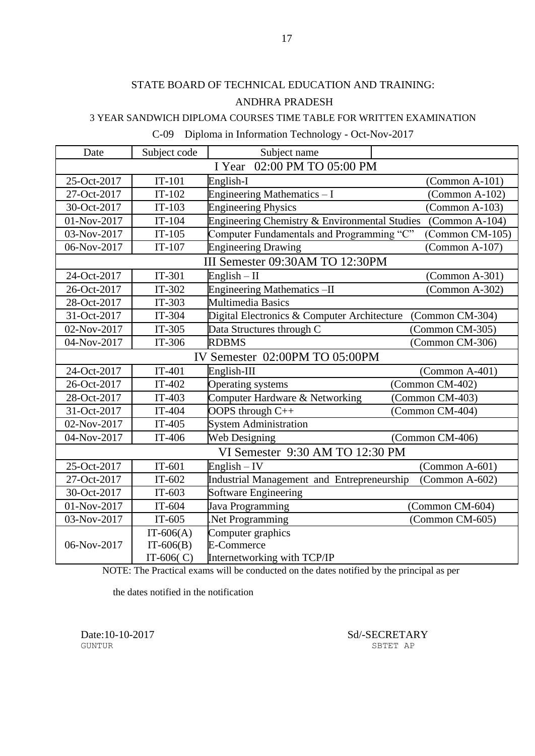STATE BOARD OF TECHNICAL EDUCATION AND TRAINING:

ANDHRA PRADESH

3 YEAR SANDWICH DIPLOMA COURSES TIME TABLE FOR WRITTEN EXAMINATION

C-09 Diploma in Information Technology - Oct-Nov-2017

| Date | Subject code | Subject name | |
|---|---|---|---|
| I Year 02:00 PM TO 05:00 PM | | | |
| 25-Oct-2017 | IT-101 | English-I | (Common A-101) |
| 27-Oct-2017 | IT-102 | Engineering Mathematics – I | (Common A-102) |
| 30-Oct-2017 | IT-103 | Engineering Physics | (Common A-103) |
| 01-Nov-2017 | IT-104 | Engineering Chemistry & Environmental Studies | (Common A-104) |
| 03-Nov-2017 | IT-105 | Computer Fundamentals and Programming "C" | (Common CM-105) |
| 06-Nov-2017 | IT-107 | Engineering Drawing | (Common A-107) |
| III Semester 09:30AM TO 12:30PM | | | |
| 24-Oct-2017 | IT-301 | English – II | (Common A-301) |
| 26-Oct-2017 | IT-302 | Engineering Mathematics –II | (Common A-302) |
| 28-Oct-2017 | IT-303 | Multimedia Basics | |
| 31-Oct-2017 | IT-304 | Digital Electronics & Computer Architecture | (Common CM-304) |
| 02-Nov-2017 | IT-305 | Data Structures through C | (Common CM-305) |
| 04-Nov-2017 | IT-306 | RDBMS | (Common CM-306) |
| IV Semester 02:00PM TO 05:00PM | | | |
| 24-Oct-2017 | IT-401 | English-III | (Common A-401) |
| 26-Oct-2017 | IT-402 | Operating systems | (Common CM-402) |
| 28-Oct-2017 | IT-403 | Computer Hardware & Networking | (Common CM-403) |
| 31-Oct-2017 | IT-404 | OOPS through C++ | (Common CM-404) |
| 02-Nov-2017 | IT-405 | System Administration | |
| 04-Nov-2017 | IT-406 | Web Designing | (Common CM-406) |
| VI Semester 9:30 AM TO 12:30 PM | | | |
| 25-Oct-2017 | IT-601 | English – IV | (Common A-601) |
| 27-Oct-2017 | IT-602 | Industrial Management and Entrepreneurship | (Common A-602) |
| 30-Oct-2017 | IT-603 | Software Engineering | |
| 01-Nov-2017 | IT-604 | Java Programming | (Common CM-604) |
| 03-Nov-2017 | IT-605 | .Net Programming | (Common CM-605) |
| 06-Nov-2017 | IT-606(A)<br>IT-606(B)<br>IT-606( C) | Computer graphics<br>E-Commerce<br>Internetworking with TCP/IP | |

NOTE: The Practical exams will be conducted on the dates notified by the principal as per the dates notified in the notification

Date:10-10-2017
GUNTUR

Sd/-SECRETARY
SBTET AP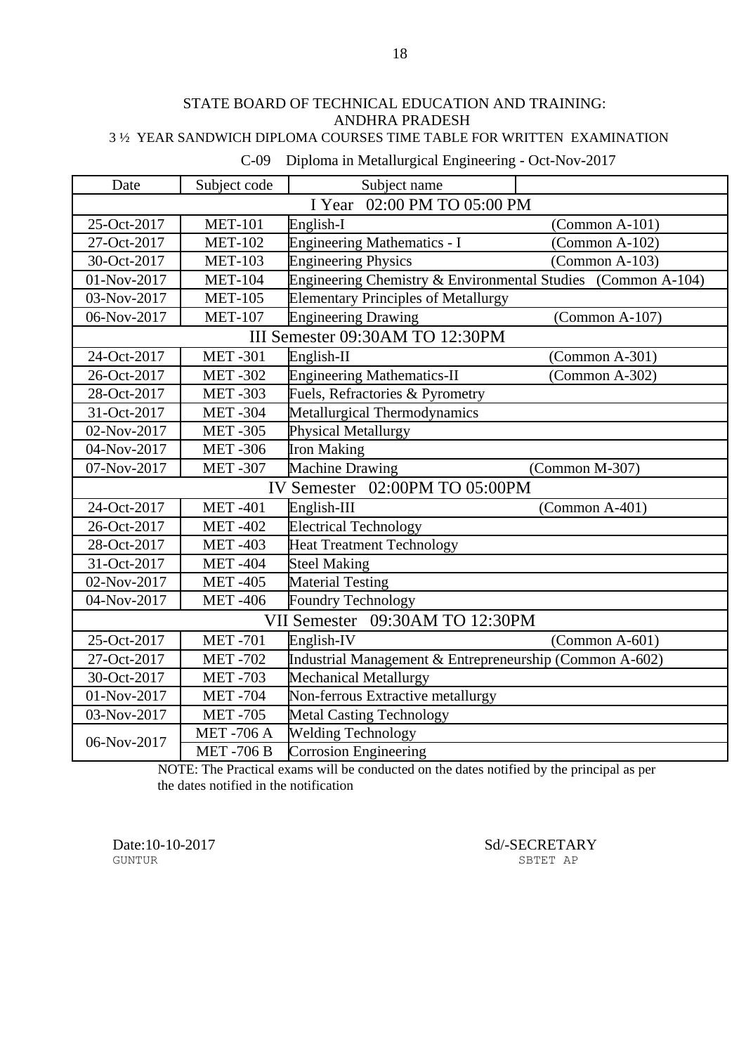STATE BOARD OF TECHNICAL EDUCATION AND TRAINING: ANDHRA PRADESH

3 ½ YEAR SANDWICH DIPLOMA COURSES TIME TABLE FOR WRITTEN EXAMINATION

C-09 Diploma in Metallurgical Engineering - Oct-Nov-2017

| Date | Subject code | Subject name | |
|---|---|---|---|
| **I Year 02:00 PM TO 05:00 PM** | | | |
| 25-Oct-2017 | MET-101 | English-I | (Common A-101) |
| 27-Oct-2017 | MET-102 | Engineering Mathematics - I | (Common A-102) |
| 30-Oct-2017 | MET-103 | Engineering Physics | (Common A-103) |
| 01-Nov-2017 | MET-104 | Engineering Chemistry & Environmental Studies | (Common A-104) |
| 03-Nov-2017 | MET-105 | Elementary Principles of Metallurgy | |
| 06-Nov-2017 | MET-107 | Engineering Drawing | (Common A-107) |
| **III Semester 09:30AM TO 12:30PM** | | | |
| 24-Oct-2017 | MET -301 | English-II | (Common A-301) |
| 26-Oct-2017 | MET -302 | Engineering Mathematics-II | (Common A-302) |
| 28-Oct-2017 | MET -303 | Fuels, Refractories & Pyrometry | |
| 31-Oct-2017 | MET -304 | Metallurgical Thermodynamics | |
| 02-Nov-2017 | MET -305 | Physical Metallurgy | |
| 04-Nov-2017 | MET -306 | Iron Making | |
| 07-Nov-2017 | MET -307 | Machine Drawing | (Common M-307) |
| **IV Semester 02:00PM TO 05:00PM** | | | |
| 24-Oct-2017 | MET -401 | English-III | (Common A-401) |
| 26-Oct-2017 | MET -402 | Electrical Technology | |
| 28-Oct-2017 | MET -403 | Heat Treatment Technology | |
| 31-Oct-2017 | MET -404 | Steel Making | |
| 02-Nov-2017 | MET -405 | Material Testing | |
| 04-Nov-2017 | MET -406 | Foundry Technology | |
| **VII Semester 09:30AM TO 12:30PM** | | | |
| 25-Oct-2017 | MET -701 | English-IV | (Common A-601) |
| 27-Oct-2017 | MET -702 | Industrial Management & Entrepreneurship | (Common A-602) |
| 30-Oct-2017 | MET -703 | Mechanical Metallurgy | |
| 01-Nov-2017 | MET -704 | Non-ferrous Extractive metallurgy | |
| 03-Nov-2017 | MET -705 | Metal Casting Technology | |
| 06-Nov-2017 | MET -706 A | Welding Technology | |
| | MET -706 B | Corrosion Engineering | |

NOTE: The Practical exams will be conducted on the dates notified by the principal as per the dates notified in the notification

Date:10-10-2017
GUNTUR

Sd/-SECRETARY
SBTET AP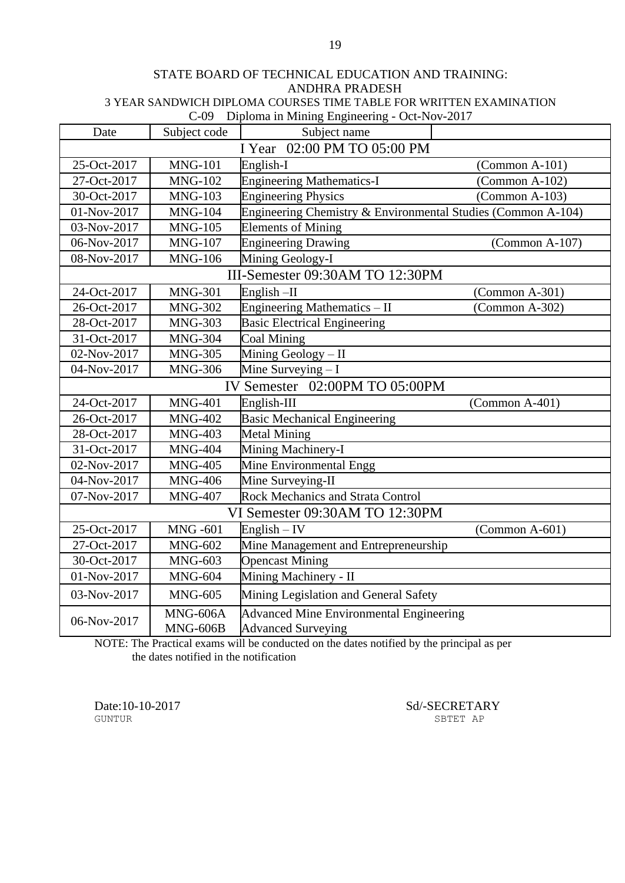STATE BOARD OF TECHNICAL EDUCATION AND TRAINING:
ANDHRA PRADESH

3 YEAR SANDWICH DIPLOMA COURSES TIME TABLE FOR WRITTEN EXAMINATION

C-09 Diploma in Mining Engineering - Oct-Nov-2017

| Date | Subject code | Subject name | |
|---|---|---|---|
| **I Year 02:00 PM TO 05:00 PM** | | | |
| 25-Oct-2017 | MNG-101 | English-I | (Common A-101) |
| 27-Oct-2017 | MNG-102 | Engineering Mathematics-I | (Common A-102) |
| 30-Oct-2017 | MNG-103 | Engineering Physics | (Common A-103) |
| 01-Nov-2017 | MNG-104 | Engineering Chemistry & Environmental Studies (Common A-104) | |
| 03-Nov-2017 | MNG-105 | Elements of Mining | |
| 06-Nov-2017 | MNG-107 | Engineering Drawing | (Common A-107) |
| 08-Nov-2017 | MNG-106 | Mining Geology-I | |
| **III-Semester 09:30AM TO 12:30PM** | | | |
| 24-Oct-2017 | MNG-301 | English –II | (Common A-301) |
| 26-Oct-2017 | MNG-302 | Engineering Mathematics – II | (Common A-302) |
| 28-Oct-2017 | MNG-303 | Basic Electrical Engineering | |
| 31-Oct-2017 | MNG-304 | Coal Mining | |
| 02-Nov-2017 | MNG-305 | Mining Geology – II | |
| 04-Nov-2017 | MNG-306 | Mine Surveying – I | |
| **IV Semester 02:00PM TO 05:00PM** | | | |
| 24-Oct-2017 | MNG-401 | English-III | (Common A-401) |
| 26-Oct-2017 | MNG-402 | Basic Mechanical Engineering | |
| 28-Oct-2017 | MNG-403 | Metal Mining | |
| 31-Oct-2017 | MNG-404 | Mining Machinery-I | |
| 02-Nov-2017 | MNG-405 | Mine Environmental Engg | |
| 04-Nov-2017 | MNG-406 | Mine Surveying-II | |
| 07-Nov-2017 | MNG-407 | Rock Mechanics and Strata Control | |
| **VI Semester 09:30AM TO 12:30PM** | | | |
| 25-Oct-2017 | MNG -601 | English – IV | (Common A-601) |
| 27-Oct-2017 | MNG-602 | Mine Management and Entrepreneurship | |
| 30-Oct-2017 | MNG-603 | Opencast Mining | |
| 01-Nov-2017 | MNG-604 | Mining Machinery - II | |
| 03-Nov-2017 | MNG-605 | Mining Legislation and General Safety | |
| 06-Nov-2017 | MNG-606A<br>MNG-606B | Advanced Mine Environmental Engineering<br>Advanced Surveying | |

NOTE: The Practical exams will be conducted on the dates notified by the principal as per the dates notified in the notification

Date:10-10-2017
GUNTUR

Sd/-SECRETARY
SBTET AP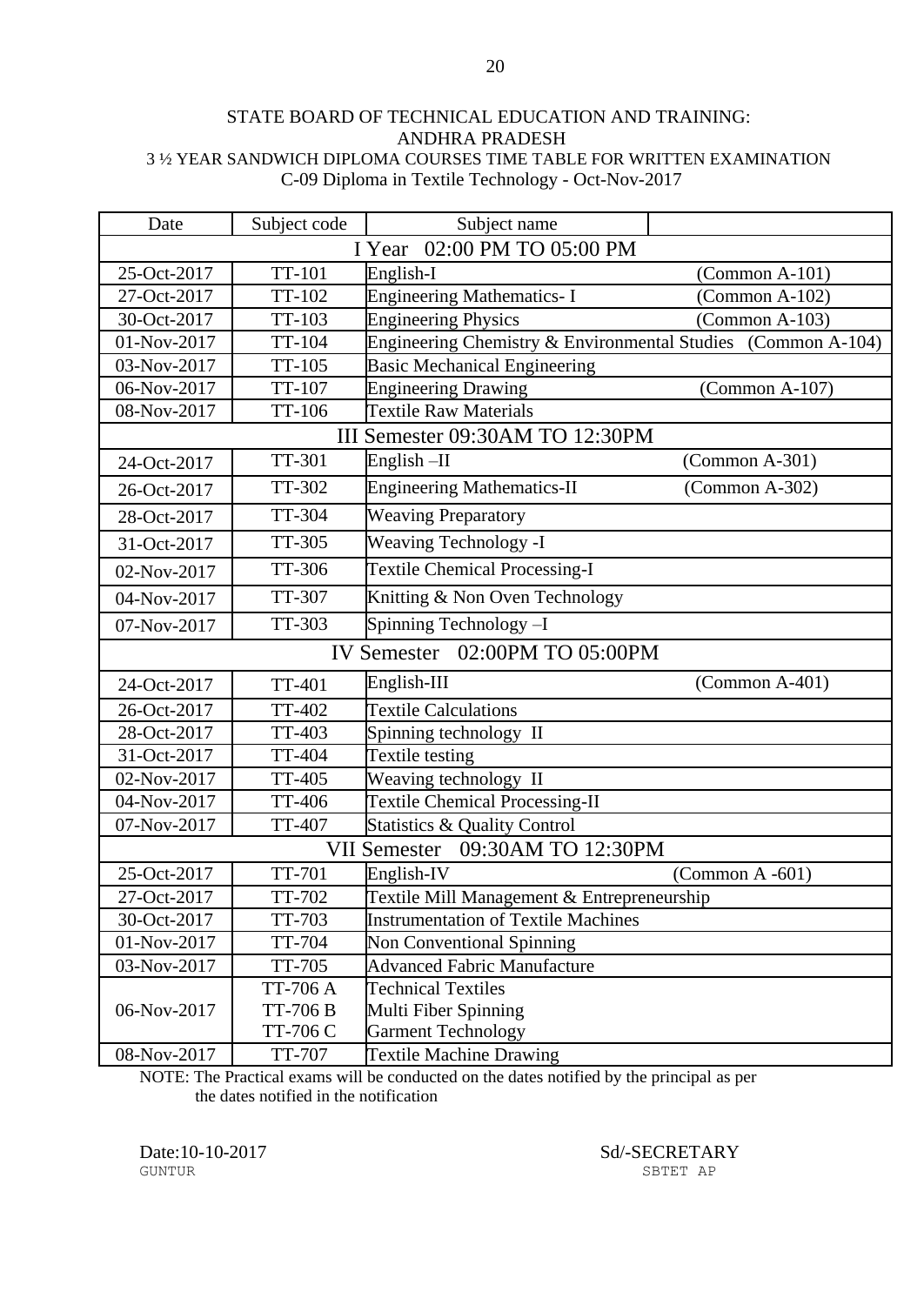STATE BOARD OF TECHNICAL EDUCATION AND TRAINING: ANDHRA PRADESH

3 ½ YEAR SANDWICH DIPLOMA COURSES TIME TABLE FOR WRITTEN EXAMINATION

C-09 Diploma in Textile Technology - Oct-Nov-2017

| Date | Subject code | Subject name | |
|---|---|---|---|
| **I Year 02:00 PM TO 05:00 PM** | | | |
| 25-Oct-2017 | TT-101 | English-I | (Common A-101) |
| 27-Oct-2017 | TT-102 | Engineering Mathematics- I | (Common A-102) |
| 30-Oct-2017 | TT-103 | Engineering Physics | (Common A-103) |
| 01-Nov-2017 | TT-104 | Engineering Chemistry & Environmental Studies | (Common A-104) |
| 03-Nov-2017 | TT-105 | Basic Mechanical Engineering | |
| 06-Nov-2017 | TT-107 | Engineering Drawing | (Common A-107) |
| 08-Nov-2017 | TT-106 | Textile Raw Materials | |
| **III Semester 09:30AM TO 12:30PM** | | | |
| 24-Oct-2017 | TT-301 | English –II | (Common A-301) |
| 26-Oct-2017 | TT-302 | Engineering Mathematics-II | (Common A-302) |
| 28-Oct-2017 | TT-304 | Weaving Preparatory | |
| 31-Oct-2017 | TT-305 | Weaving Technology -I | |
| 02-Nov-2017 | TT-306 | Textile Chemical Processing-I | |
| 04-Nov-2017 | TT-307 | Knitting & Non Oven Technology | |
| 07-Nov-2017 | TT-303 | Spinning Technology –I | |
| **IV Semester 02:00PM TO 05:00PM** | | | |
| 24-Oct-2017 | TT-401 | English-III | (Common A-401) |
| 26-Oct-2017 | TT-402 | Textile Calculations | |
| 28-Oct-2017 | TT-403 | Spinning technology II | |
| 31-Oct-2017 | TT-404 | Textile testing | |
| 02-Nov-2017 | TT-405 | Weaving technology II | |
| 04-Nov-2017 | TT-406 | Textile Chemical Processing-II | |
| 07-Nov-2017 | TT-407 | Statistics & Quality Control | |
| **VII Semester 09:30AM TO 12:30PM** | | | |
| 25-Oct-2017 | TT-701 | English-IV | (Common A -601) |
| 27-Oct-2017 | TT-702 | Textile Mill Management & Entrepreneurship | |
| 30-Oct-2017 | TT-703 | Instrumentation of Textile Machines | |
| 01-Nov-2017 | TT-704 | Non Conventional Spinning | |
| 03-Nov-2017 | TT-705 | Advanced Fabric Manufacture | |
| 06-Nov-2017 | TT-706 A<br>TT-706 B<br>TT-706 C | Technical Textiles<br>Multi Fiber Spinning<br>Garment Technology | |
| 08-Nov-2017 | TT-707 | Textile Machine Drawing | |

NOTE: The Practical exams will be conducted on the dates notified by the principal as per the dates notified in the notification

Date:10-10-2017
GUNTUR

Sd/-SECRETARY
SBTET AP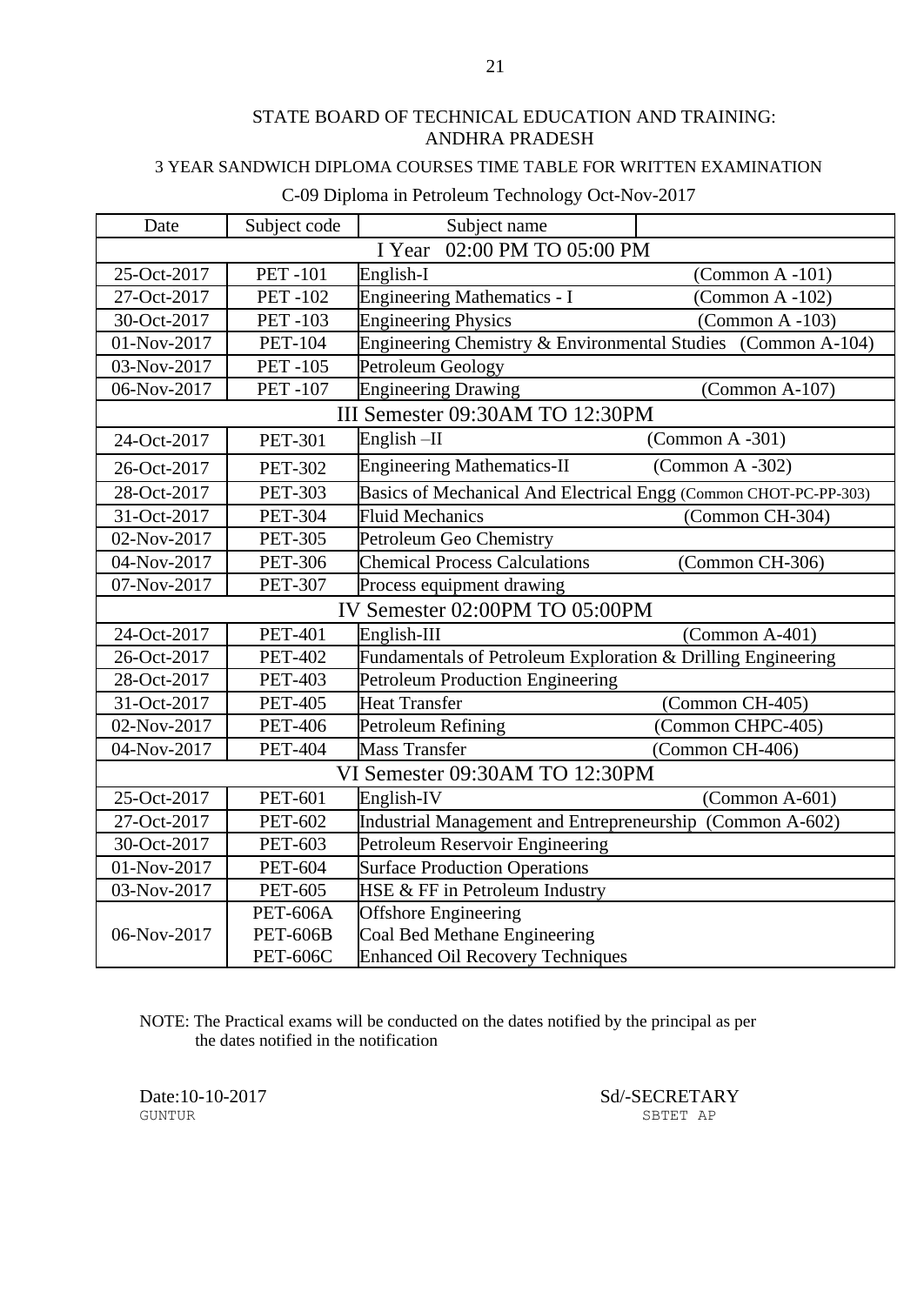STATE BOARD OF TECHNICAL EDUCATION AND TRAINING: ANDHRA PRADESH

3 YEAR SANDWICH DIPLOMA COURSES TIME TABLE FOR WRITTEN EXAMINATION

C-09 Diploma in Petroleum Technology Oct-Nov-2017

| Date | Subject code | Subject name | |
|---|---|---|---|
| I Year 02:00 PM TO 05:00 PM | | | |
| 25-Oct-2017 | PET -101 | English-I | (Common A -101) |
| 27-Oct-2017 | PET -102 | Engineering Mathematics - I | (Common A -102) |
| 30-Oct-2017 | PET -103 | Engineering Physics | (Common A -103) |
| 01-Nov-2017 | PET-104 | Engineering Chemistry & Environmental Studies | (Common A-104) |
| 03-Nov-2017 | PET -105 | Petroleum Geology | |
| 06-Nov-2017 | PET -107 | Engineering Drawing | (Common A-107) |
| III Semester 09:30AM TO 12:30PM | | | |
| 24-Oct-2017 | PET-301 | English –II | (Common A -301) |
| 26-Oct-2017 | PET-302 | Engineering Mathematics-II | (Common A -302) |
| 28-Oct-2017 | PET-303 | Basics of Mechanical And Electrical Engg | (Common CHOT-PC-PP-303) |
| 31-Oct-2017 | PET-304 | Fluid Mechanics | (Common CH-304) |
| 02-Nov-2017 | PET-305 | Petroleum Geo Chemistry | |
| 04-Nov-2017 | PET-306 | Chemical Process Calculations | (Common CH-306) |
| 07-Nov-2017 | PET-307 | Process equipment drawing | |
| IV Semester 02:00PM TO 05:00PM | | | |
| 24-Oct-2017 | PET-401 | English-III | (Common A-401) |
| 26-Oct-2017 | PET-402 | Fundamentals of Petroleum Exploration & Drilling Engineering | |
| 28-Oct-2017 | PET-403 | Petroleum Production Engineering | |
| 31-Oct-2017 | PET-405 | Heat Transfer | (Common CH-405) |
| 02-Nov-2017 | PET-406 | Petroleum Refining | (Common CHPC-405) |
| 04-Nov-2017 | PET-404 | Mass Transfer | (Common CH-406) |
| VI Semester 09:30AM TO 12:30PM | | | |
| 25-Oct-2017 | PET-601 | English-IV | (Common A-601) |
| 27-Oct-2017 | PET-602 | Industrial Management and Entrepreneurship | (Common A-602) |
| 30-Oct-2017 | PET-603 | Petroleum Reservoir Engineering | |
| 01-Nov-2017 | PET-604 | Surface Production Operations | |
| 03-Nov-2017 | PET-605 | HSE & FF in Petroleum Industry | |
| 06-Nov-2017 | PET-606A<br>PET-606B<br>PET-606C | Offshore Engineering<br>Coal Bed Methane Engineering<br>Enhanced Oil Recovery Techniques | |

NOTE: The Practical exams will be conducted on the dates notified by the principal as per the dates notified in the notification

Date:10-10-2017
GUNTUR

Sd/-SECRETARY
SBTET AP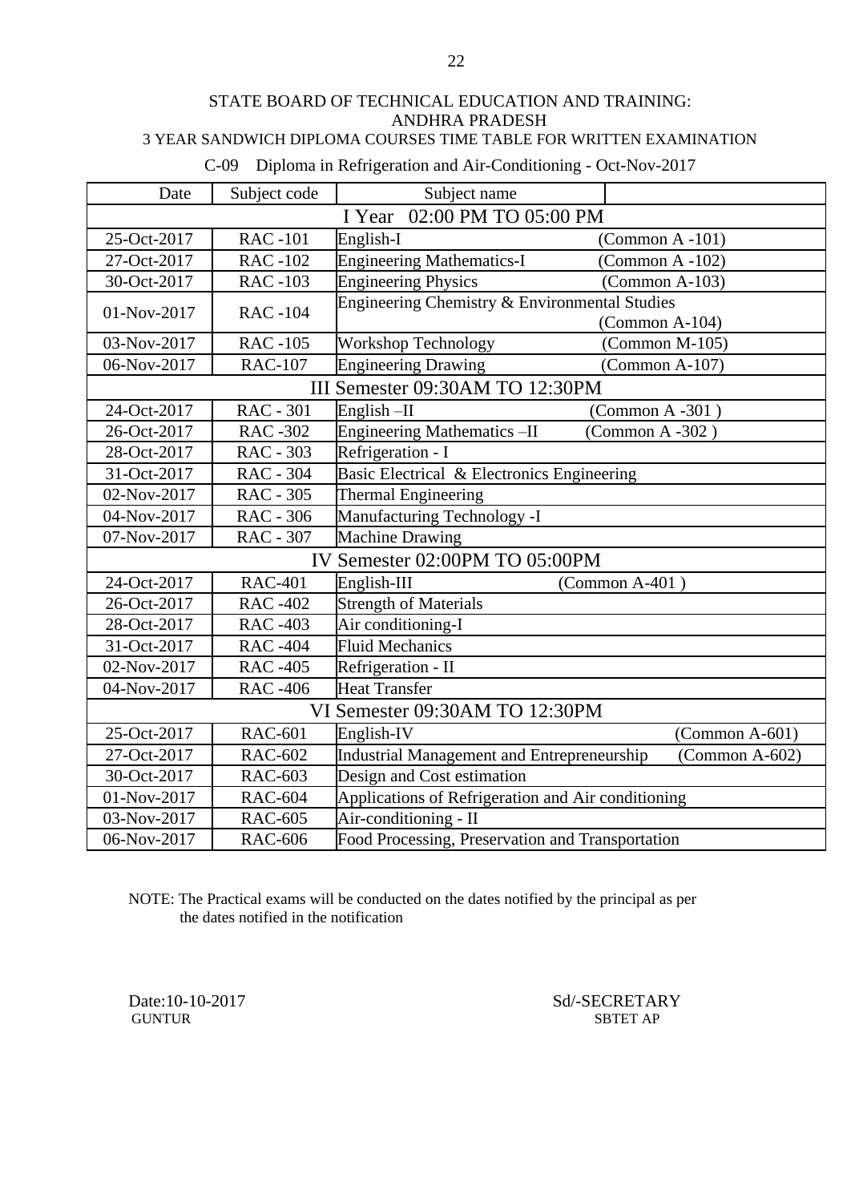STATE BOARD OF TECHNICAL EDUCATION AND TRAINING: ANDHRA PRADESH

3 YEAR SANDWICH DIPLOMA COURSES TIME TABLE FOR WRITTEN EXAMINATION

C-09 Diploma in Refrigeration and Air-Conditioning - Oct-Nov-2017

| Date | Subject code | Subject name | |
|---|---|---|---|
| I Year 02:00 PM TO 05:00 PM | | | |
| 25-Oct-2017 | RAC -101 | English-I | (Common A -101) |
| 27-Oct-2017 | RAC -102 | Engineering Mathematics-I | (Common A -102) |
| 30-Oct-2017 | RAC -103 | Engineering Physics | (Common A-103) |
| 01-Nov-2017 | RAC -104 | Engineering Chemistry & Environmental Studies | (Common A-104) |
| 03-Nov-2017 | RAC -105 | Workshop Technology | (Common M-105) |
| 06-Nov-2017 | RAC-107 | Engineering Drawing | (Common A-107) |
| III Semester 09:30AM TO 12:30PM | | | |
| 24-Oct-2017 | RAC - 301 | English –II | (Common A -301 ) |
| 26-Oct-2017 | RAC -302 | Engineering Mathematics –II | (Common A -302 ) |
| 28-Oct-2017 | RAC - 303 | Refrigeration - I | |
| 31-Oct-2017 | RAC - 304 | Basic Electrical & Electronics Engineering | |
| 02-Nov-2017 | RAC - 305 | Thermal Engineering | |
| 04-Nov-2017 | RAC - 306 | Manufacturing Technology -I | |
| 07-Nov-2017 | RAC - 307 | Machine Drawing | |
| IV Semester 02:00PM TO 05:00PM | | | |
| 24-Oct-2017 | RAC-401 | English-III | (Common A-401 ) |
| 26-Oct-2017 | RAC -402 | Strength of Materials | |
| 28-Oct-2017 | RAC -403 | Air conditioning-I | |
| 31-Oct-2017 | RAC -404 | Fluid Mechanics | |
| 02-Nov-2017 | RAC -405 | Refrigeration - II | |
| 04-Nov-2017 | RAC -406 | Heat Transfer | |
| VI Semester 09:30AM TO 12:30PM | | | |
| 25-Oct-2017 | RAC-601 | English-IV | (Common A-601) |
| 27-Oct-2017 | RAC-602 | Industrial Management and Entrepreneurship | (Common A-602) |
| 30-Oct-2017 | RAC-603 | Design and Cost estimation | |
| 01-Nov-2017 | RAC-604 | Applications of Refrigeration and Air conditioning | |
| 03-Nov-2017 | RAC-605 | Air-conditioning - II | |
| 06-Nov-2017 | RAC-606 | Food Processing, Preservation and Transportation | |

NOTE: The Practical exams will be conducted on the dates notified by the principal as per the dates notified in the notification

Date:10-10-2017
GUNTUR

Sd/-SECRETARY
SBTET AP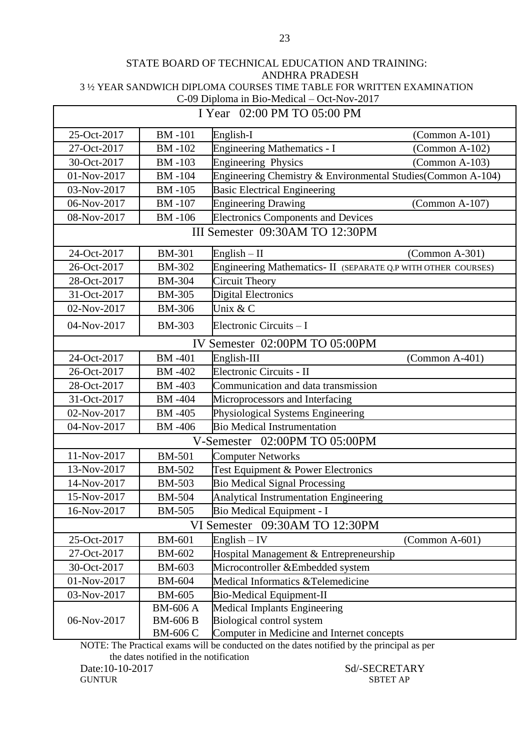STATE BOARD OF TECHNICAL EDUCATION AND TRAINING:
ANDHRA PRADESH
3 ½ YEAR SANDWICH DIPLOMA COURSES TIME TABLE FOR WRITTEN EXAMINATION
C-09 Diploma in Bio-Medical – Oct-Nov-2017

| | | | |
|---|---|---|---|
| **I Year 02:00 PM TO 05:00 PM** | | | |
| 25-Oct-2017 | BM -101 | English-I | (Common A-101) |
| 27-Oct-2017 | BM -102 | Engineering Mathematics - I | (Common A-102) |
| 30-Oct-2017 | BM -103 | Engineering Physics | (Common A-103) |
| 01-Nov-2017 | BM -104 | Engineering Chemistry & Environmental Studies | (Common A-104) |
| 03-Nov-2017 | BM -105 | Basic Electrical Engineering | |
| 06-Nov-2017 | BM -107 | Engineering Drawing | (Common A-107) |
| 08-Nov-2017 | BM -106 | Electronics Components and Devices | |
| **III Semester 09:30AM TO 12:30PM** | | | |
| 24-Oct-2017 | BM-301 | English – II | (Common A-301) |
| 26-Oct-2017 | BM-302 | Engineering Mathematics- II (SEPARATE Q.P WITH OTHER COURSES) | |
| 28-Oct-2017 | BM-304 | Circuit Theory | |
| 31-Oct-2017 | BM-305 | Digital Electronics | |
| 02-Nov-2017 | BM-306 | Unix & C | |
| 04-Nov-2017 | BM-303 | Electronic Circuits – I | |
| **IV Semester 02:00PM TO 05:00PM** | | | |
| 24-Oct-2017 | BM -401 | English-III | (Common A-401) |
| 26-Oct-2017 | BM -402 | Electronic Circuits - II | |
| 28-Oct-2017 | BM -403 | Communication and data transmission | |
| 31-Oct-2017 | BM -404 | Microprocessors and Interfacing | |
| 02-Nov-2017 | BM -405 | Physiological Systems Engineering | |
| 04-Nov-2017 | BM -406 | Bio Medical Instrumentation | |
| **V-Semester 02:00PM TO 05:00PM** | | | |
| 11-Nov-2017 | BM-501 | Computer Networks | |
| 13-Nov-2017 | BM-502 | Test Equipment & Power Electronics | |
| 14-Nov-2017 | BM-503 | Bio Medical Signal Processing | |
| 15-Nov-2017 | BM-504 | Analytical Instrumentation Engineering | |
| 16-Nov-2017 | BM-505 | Bio Medical Equipment - I | |
| **VI Semester 09:30AM TO 12:30PM** | | | |
| 25-Oct-2017 | BM-601 | English – IV | (Common A-601) |
| 27-Oct-2017 | BM-602 | Hospital Management & Entrepreneurship | |
| 30-Oct-2017 | BM-603 | Microcontroller &Embedded system | |
| 01-Nov-2017 | BM-604 | Medical Informatics &Telemedicine | |
| 03-Nov-2017 | BM-605 | Bio-Medical Equipment-II | |
| 06-Nov-2017 | BM-606 A<br>BM-606 B<br>BM-606 C | Medical Implants Engineering<br>Biological control system<br>Computer in Medicine and Internet concepts | |

NOTE: The Practical exams will be conducted on the dates notified by the principal as per the dates notified in the notification

Date:10-10-2017
GUNTUR

Sd/-SECRETARY
SBTET AP